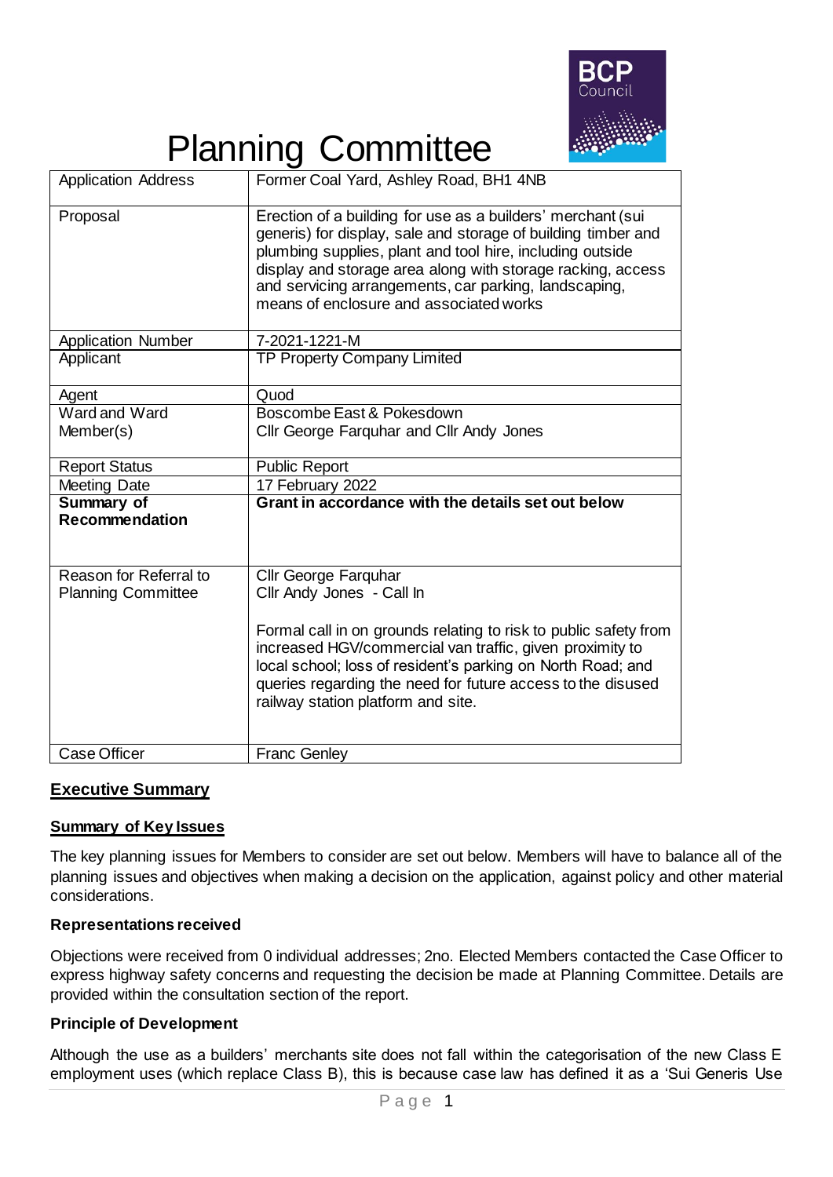# Planning Committee

| | |
|---|---|
| Application Address | Former Coal Yard, Ashley Road, BH1 4NB |
| Proposal | Erection of a building for use as a builders' merchant (sui generis) for display, sale and storage of building timber and plumbing supplies, plant and tool hire, including outside display and storage area along with storage racking, access and servicing arrangements, car parking, landscaping, means of enclosure and associated works |
| Application Number | 7-2021-1221-M |
| Applicant | TP Property Company Limited |
| Agent | Quod |
| Ward and Ward Member(s) | Boscombe East & Pokesdown<br>Cllr George Farquhar and Cllr Andy Jones |
| Report Status | Public Report |
| Meeting Date | 17 February 2022 |
| **Summary of Recommendation** | **Grant in accordance with the details set out below** |
| Reason for Referral to Planning Committee | Cllr George Farquhar<br>Cllr Andy Jones - Call In<br><br>Formal call in on grounds relating to risk to public safety from increased HGV/commercial van traffic, given proximity to local school; loss of resident's parking on North Road; and queries regarding the need for future access to the disused railway station platform and site. |
| Case Officer | Franc Genley |

## Executive Summary

### Summary of Key Issues

The key planning issues for Members to consider are set out below. Members will have to balance all of the planning issues and objectives when making a decision on the application, against policy and other material considerations.

#### Representations received

Objections were received from 0 individual addresses; 2no. Elected Members contacted the Case Officer to express highway safety concerns and requesting the decision be made at Planning Committee. Details are provided within the consultation section of the report.

#### Principle of Development

Although the use as a builders' merchants site does not fall within the categorisation of the new Class E employment uses (which replace Class B), this is because case law has defined it as a 'Sui Generis Use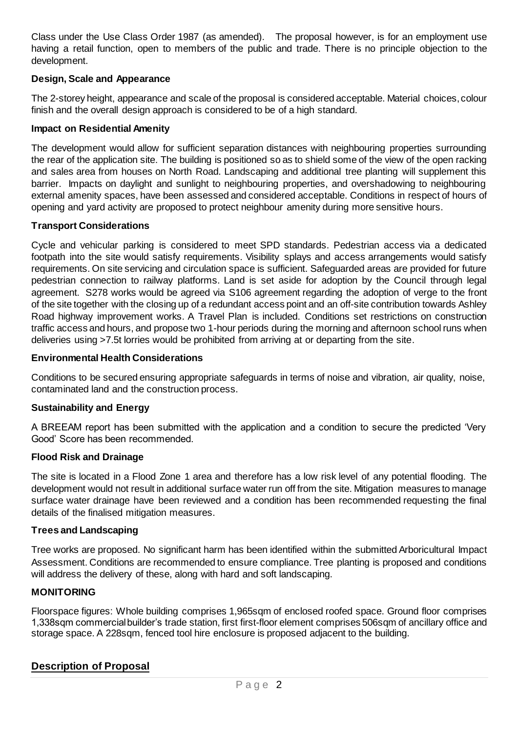Class under the Use Class Order 1987 (as amended). The proposal however, is for an employment use having a retail function, open to members of the public and trade. There is no principle objection to the development.

**Design, Scale and Appearance**

The 2-storey height, appearance and scale of the proposal is considered acceptable. Material choices, colour finish and the overall design approach is considered to be of a high standard.

**Impact on Residential Amenity**

The development would allow for sufficient separation distances with neighbouring properties surrounding the rear of the application site. The building is positioned so as to shield some of the view of the open racking and sales area from houses on North Road. Landscaping and additional tree planting will supplement this barrier. Impacts on daylight and sunlight to neighbouring properties, and overshadowing to neighbouring external amenity spaces, have been assessed and considered acceptable. Conditions in respect of hours of opening and yard activity are proposed to protect neighbour amenity during more sensitive hours.

**Transport Considerations**

Cycle and vehicular parking is considered to meet SPD standards. Pedestrian access via a dedicated footpath into the site would satisfy requirements. Visibility splays and access arrangements would satisfy requirements. On site servicing and circulation space is sufficient. Safeguarded areas are provided for future pedestrian connection to railway platforms. Land is set aside for adoption by the Council through legal agreement. S278 works would be agreed via S106 agreement regarding the adoption of verge to the front of the site together with the closing up of a redundant access point and an off-site contribution towards Ashley Road highway improvement works. A Travel Plan is included. Conditions set restrictions on construction traffic access and hours, and propose two 1-hour periods during the morning and afternoon school runs when deliveries using >7.5t lorries would be prohibited from arriving at or departing from the site.

**Environmental Health Considerations**

Conditions to be secured ensuring appropriate safeguards in terms of noise and vibration, air quality, noise, contaminated land and the construction process.

**Sustainability and Energy**

A BREEAM report has been submitted with the application and a condition to secure the predicted 'Very Good' Score has been recommended.

**Flood Risk and Drainage**

The site is located in a Flood Zone 1 area and therefore has a low risk level of any potential flooding. The development would not result in additional surface water run off from the site. Mitigation measures to manage surface water drainage have been reviewed and a condition has been recommended requesting the final details of the finalised mitigation measures.

**Trees and Landscaping**

Tree works are proposed. No significant harm has been identified within the submitted Arboricultural Impact Assessment. Conditions are recommended to ensure compliance. Tree planting is proposed and conditions will address the delivery of these, along with hard and soft landscaping.

**MONITORING**

Floorspace figures: Whole building comprises 1,965sqm of enclosed roofed space. Ground floor comprises 1,338sqm commercial builder's trade station, first first-floor element comprises 506sqm of ancillary office and storage space. A 228sqm, fenced tool hire enclosure is proposed adjacent to the building.

## Description of Proposal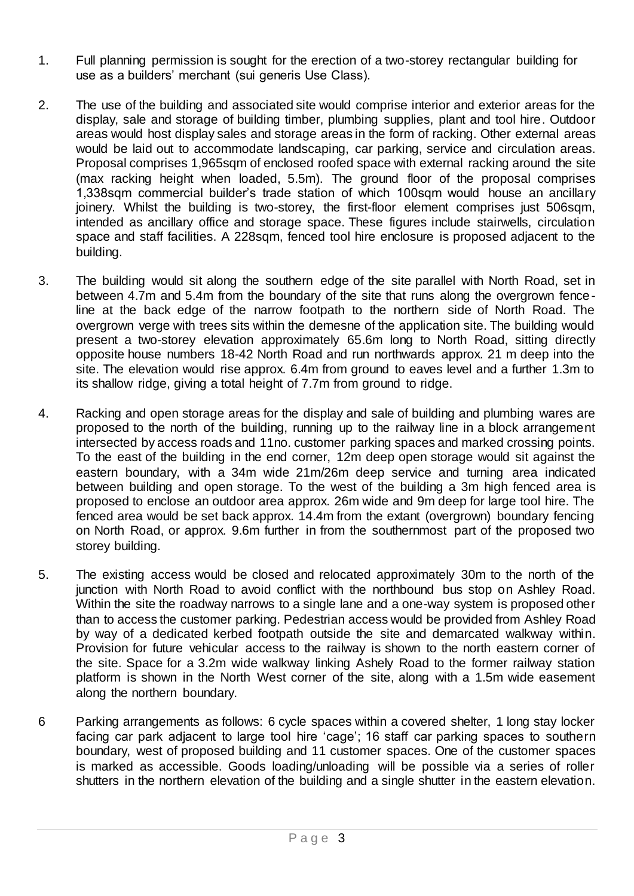1. Full planning permission is sought for the erection of a two-storey rectangular building for use as a builders' merchant (sui generis Use Class).

2. The use of the building and associated site would comprise interior and exterior areas for the display, sale and storage of building timber, plumbing supplies, plant and tool hire. Outdoor areas would host display sales and storage areas in the form of racking. Other external areas would be laid out to accommodate landscaping, car parking, service and circulation areas. Proposal comprises 1,965sqm of enclosed roofed space with external racking around the site (max racking height when loaded, 5.5m). The ground floor of the proposal comprises 1,338sqm commercial builder's trade station of which 100sqm would house an ancillary joinery. Whilst the building is two-storey, the first-floor element comprises just 506sqm, intended as ancillary office and storage space. These figures include stairwells, circulation space and staff facilities. A 228sqm, fenced tool hire enclosure is proposed adjacent to the building.

3. The building would sit along the southern edge of the site parallel with North Road, set in between 4.7m and 5.4m from the boundary of the site that runs along the overgrown fence-line at the back edge of the narrow footpath to the northern side of North Road. The overgrown verge with trees sits within the demesne of the application site. The building would present a two-storey elevation approximately 65.6m long to North Road, sitting directly opposite house numbers 18-42 North Road and run northwards approx. 21 m deep into the site. The elevation would rise approx. 6.4m from ground to eaves level and a further 1.3m to its shallow ridge, giving a total height of 7.7m from ground to ridge.

4. Racking and open storage areas for the display and sale of building and plumbing wares are proposed to the north of the building, running up to the railway line in a block arrangement intersected by access roads and 11no. customer parking spaces and marked crossing points. To the east of the building in the end corner, 12m deep open storage would sit against the eastern boundary, with a 34m wide 21m/26m deep service and turning area indicated between building and open storage. To the west of the building a 3m high fenced area is proposed to enclose an outdoor area approx. 26m wide and 9m deep for large tool hire. The fenced area would be set back approx. 14.4m from the extant (overgrown) boundary fencing on North Road, or approx. 9.6m further in from the southernmost part of the proposed two storey building.

5. The existing access would be closed and relocated approximately 30m to the north of the junction with North Road to avoid conflict with the northbound bus stop on Ashley Road. Within the site the roadway narrows to a single lane and a one-way system is proposed other than to access the customer parking. Pedestrian access would be provided from Ashley Road by way of a dedicated kerbed footpath outside the site and demarcated walkway within. Provision for future vehicular access to the railway is shown to the north eastern corner of the site. Space for a 3.2m wide walkway linking Ashely Road to the former railway station platform is shown in the North West corner of the site, along with a 1.5m wide easement along the northern boundary.

6 Parking arrangements as follows: 6 cycle spaces within a covered shelter, 1 long stay locker facing car park adjacent to large tool hire 'cage'; 16 staff car parking spaces to southern boundary, west of proposed building and 11 customer spaces. One of the customer spaces is marked as accessible. Goods loading/unloading will be possible via a series of roller shutters in the northern elevation of the building and a single shutter in the eastern elevation.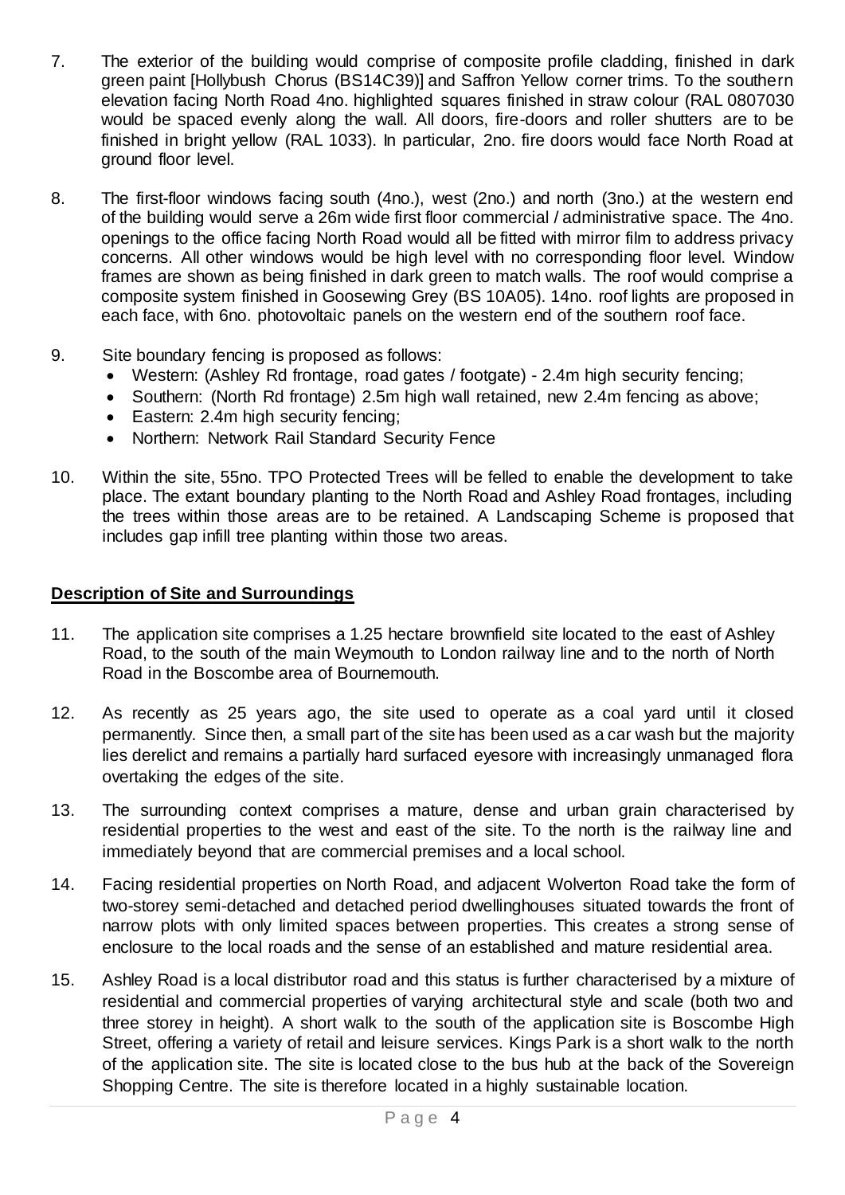7. The exterior of the building would comprise of composite profile cladding, finished in dark green paint [Hollybush Chorus (BS14C39)] and Saffron Yellow corner trims. To the southern elevation facing North Road 4no. highlighted squares finished in straw colour (RAL 0807030 would be spaced evenly along the wall. All doors, fire-doors and roller shutters are to be finished in bright yellow (RAL 1033). In particular, 2no. fire doors would face North Road at ground floor level.

8. The first-floor windows facing south (4no.), west (2no.) and north (3no.) at the western end of the building would serve a 26m wide first floor commercial / administrative space. The 4no. openings to the office facing North Road would all be fitted with mirror film to address privacy concerns. All other windows would be high level with no corresponding floor level. Window frames are shown as being finished in dark green to match walls. The roof would comprise a composite system finished in Goosewing Grey (BS 10A05). 14no. roof lights are proposed in each face, with 6no. photovoltaic panels on the western end of the southern roof face.

9. Site boundary fencing is proposed as follows:
   - Western: (Ashley Rd frontage, road gates / footgate) - 2.4m high security fencing;
   - Southern: (North Rd frontage) 2.5m high wall retained, new 2.4m fencing as above;
   - Eastern: 2.4m high security fencing;
   - Northern: Network Rail Standard Security Fence

10. Within the site, 55no. TPO Protected Trees will be felled to enable the development to take place. The extant boundary planting to the North Road and Ashley Road frontages, including the trees within those areas are to be retained. A Landscaping Scheme is proposed that includes gap infill tree planting within those two areas.

## Description of Site and Surroundings

11. The application site comprises a 1.25 hectare brownfield site located to the east of Ashley Road, to the south of the main Weymouth to London railway line and to the north of North Road in the Boscombe area of Bournemouth.

12. As recently as 25 years ago, the site used to operate as a coal yard until it closed permanently. Since then, a small part of the site has been used as a car wash but the majority lies derelict and remains a partially hard surfaced eyesore with increasingly unmanaged flora overtaking the edges of the site.

13. The surrounding context comprises a mature, dense and urban grain characterised by residential properties to the west and east of the site. To the north is the railway line and immediately beyond that are commercial premises and a local school.

14. Facing residential properties on North Road, and adjacent Wolverton Road take the form of two-storey semi-detached and detached period dwellinghouses situated towards the front of narrow plots with only limited spaces between properties. This creates a strong sense of enclosure to the local roads and the sense of an established and mature residential area.

15. Ashley Road is a local distributor road and this status is further characterised by a mixture of residential and commercial properties of varying architectural style and scale (both two and three storey in height). A short walk to the south of the application site is Boscombe High Street, offering a variety of retail and leisure services. Kings Park is a short walk to the north of the application site. The site is located close to the bus hub at the back of the Sovereign Shopping Centre. The site is therefore located in a highly sustainable location.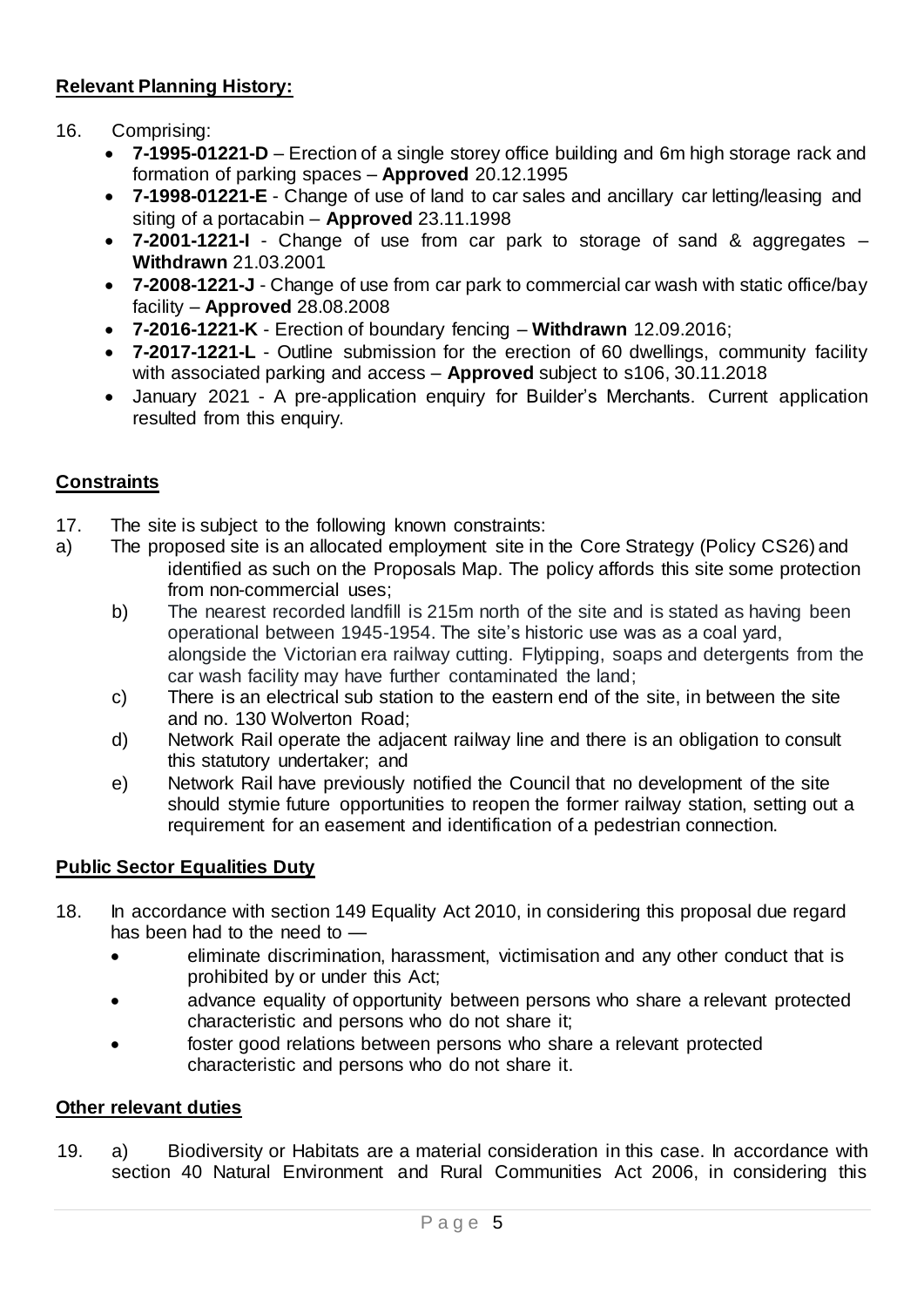**Relevant Planning History:**

16. Comprising:
    - **7-1995-01221-D** – Erection of a single storey office building and 6m high storage rack and formation of parking spaces – **Approved** 20.12.1995
    - **7-1998-01221-E** - Change of use of land to car sales and ancillary car letting/leasing and siting of a portacabin – **Approved** 23.11.1998
    - **7-2001-1221-I** - Change of use from car park to storage of sand & aggregates – **Withdrawn** 21.03.2001
    - **7-2008-1221-J** - Change of use from car park to commercial car wash with static office/bay facility – **Approved** 28.08.2008
    - **7-2016-1221-K** - Erection of boundary fencing – **Withdrawn** 12.09.2016;
    - **7-2017-1221-L** - Outline submission for the erection of 60 dwellings, community facility with associated parking and access – **Approved** subject to s106, 30.11.2018
    - January 2021 - A pre-application enquiry for Builder's Merchants. Current application resulted from this enquiry.

**Constraints**

17. The site is subject to the following known constraints:

a) The proposed site is an allocated employment site in the Core Strategy (Policy CS26) and identified as such on the Proposals Map. The policy affords this site some protection from non-commercial uses;

b) The nearest recorded landfill is 215m north of the site and is stated as having been operational between 1945-1954. The site's historic use was as a coal yard, alongside the Victorian era railway cutting. Flytipping, soaps and detergents from the car wash facility may have further contaminated the land;

c) There is an electrical sub station to the eastern end of the site, in between the site and no. 130 Wolverton Road;

d) Network Rail operate the adjacent railway line and there is an obligation to consult this statutory undertaker; and

e) Network Rail have previously notified the Council that no development of the site should stymie future opportunities to reopen the former railway station, setting out a requirement for an easement and identification of a pedestrian connection.

**Public Sector Equalities Duty**

18. In accordance with section 149 Equality Act 2010, in considering this proposal due regard has been had to the need to —
    - eliminate discrimination, harassment, victimisation and any other conduct that is prohibited by or under this Act;
    - advance equality of opportunity between persons who share a relevant protected characteristic and persons who do not share it;
    - foster good relations between persons who share a relevant protected characteristic and persons who do not share it.

**Other relevant duties**

19. a) Biodiversity or Habitats are a material consideration in this case. In accordance with section 40 Natural Environment and Rural Communities Act 2006, in considering this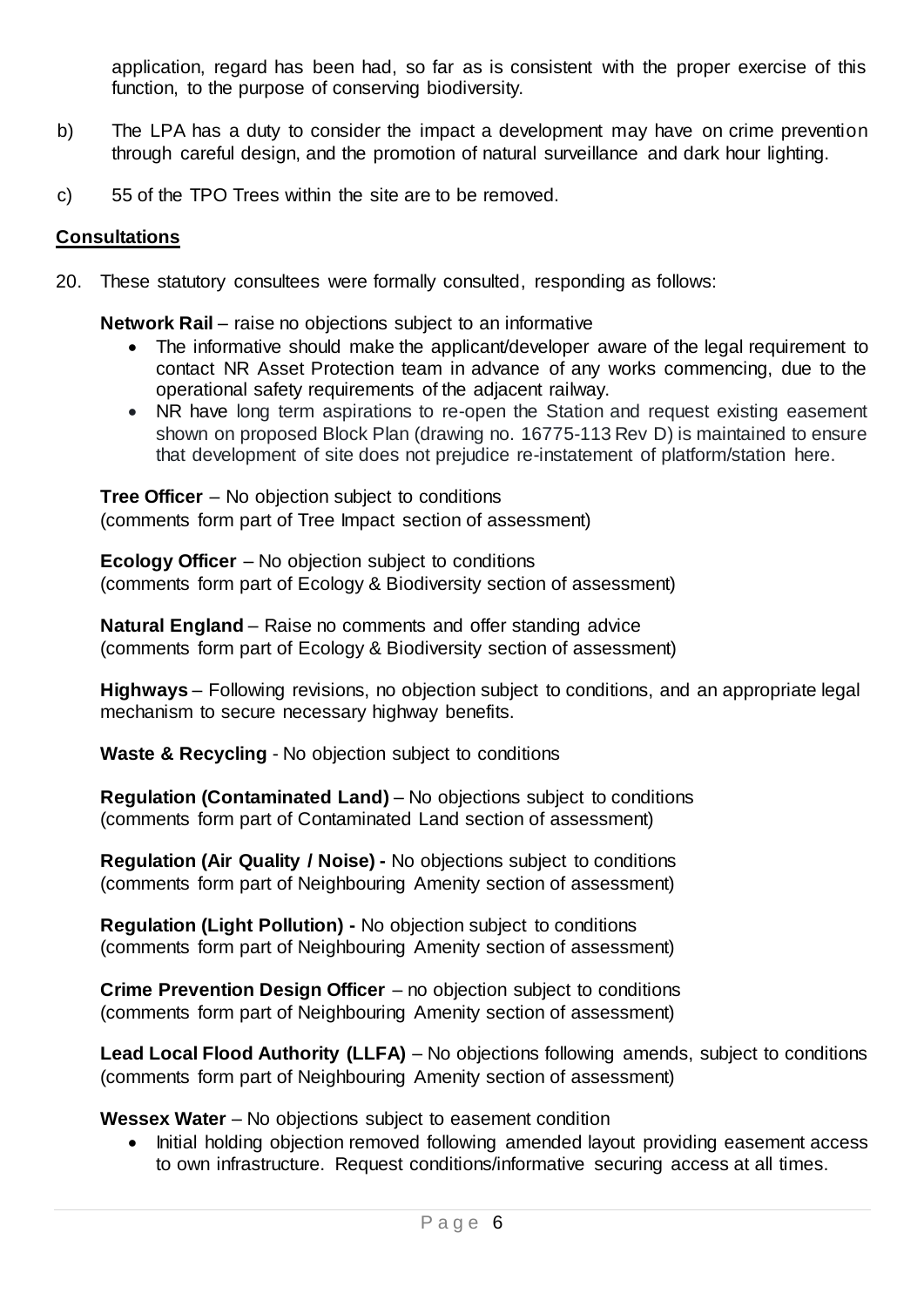application, regard has been had, so far as is consistent with the proper exercise of this function, to the purpose of conserving biodiversity.

b) The LPA has a duty to consider the impact a development may have on crime prevention through careful design, and the promotion of natural surveillance and dark hour lighting.

c) 55 of the TPO Trees within the site are to be removed.

**Consultations**

20. These statutory consultees were formally consulted, responding as follows:

**Network Rail** – raise no objections subject to an informative

- The informative should make the applicant/developer aware of the legal requirement to contact NR Asset Protection team in advance of any works commencing, due to the operational safety requirements of the adjacent railway.
- NR have long term aspirations to re-open the Station and request existing easement shown on proposed Block Plan (drawing no. 16775-113 Rev D) is maintained to ensure that development of site does not prejudice re-instatement of platform/station here.

**Tree Officer** – No objection subject to conditions
(comments form part of Tree Impact section of assessment)

**Ecology Officer** – No objection subject to conditions
(comments form part of Ecology & Biodiversity section of assessment)

**Natural England** – Raise no comments and offer standing advice
(comments form part of Ecology & Biodiversity section of assessment)

**Highways** – Following revisions, no objection subject to conditions, and an appropriate legal mechanism to secure necessary highway benefits.

**Waste & Recycling** - No objection subject to conditions

**Regulation (Contaminated Land)** – No objections subject to conditions
(comments form part of Contaminated Land section of assessment)

**Regulation (Air Quality / Noise) -** No objections subject to conditions
(comments form part of Neighbouring Amenity section of assessment)

**Regulation (Light Pollution) -** No objection subject to conditions
(comments form part of Neighbouring Amenity section of assessment)

**Crime Prevention Design Officer** – no objection subject to conditions
(comments form part of Neighbouring Amenity section of assessment)

**Lead Local Flood Authority (LLFA)** – No objections following amends, subject to conditions
(comments form part of Neighbouring Amenity section of assessment)

**Wessex Water** – No objections subject to easement condition

- Initial holding objection removed following amended layout providing easement access to own infrastructure. Request conditions/informative securing access at all times.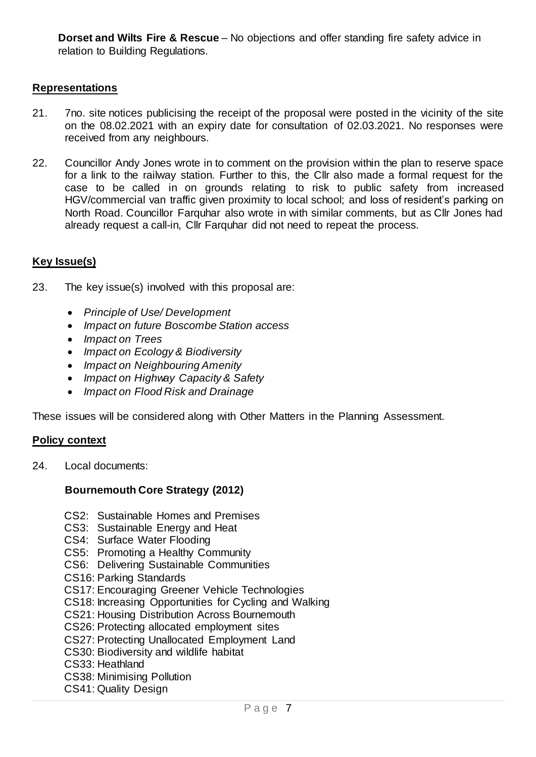**Dorset and Wilts Fire & Rescue** – No objections and offer standing fire safety advice in relation to Building Regulations.

## Representations

21. 7no. site notices publicising the receipt of the proposal were posted in the vicinity of the site on the 08.02.2021 with an expiry date for consultation of 02.03.2021. No responses were received from any neighbours.

22. Councillor Andy Jones wrote in to comment on the provision within the plan to reserve space for a link to the railway station. Further to this, the Cllr also made a formal request for the case to be called in on grounds relating to risk to public safety from increased HGV/commercial van traffic given proximity to local school; and loss of resident's parking on North Road. Councillor Farquhar also wrote in with similar comments, but as Cllr Jones had already request a call-in, Cllr Farquhar did not need to repeat the process.

## Key Issue(s)

23. The key issue(s) involved with this proposal are:

- *Principle of Use/ Development*
- *Impact on future Boscombe Station access*
- *Impact on Trees*
- *Impact on Ecology & Biodiversity*
- *Impact on Neighbouring Amenity*
- *Impact on Highway Capacity & Safety*
- *Impact on Flood Risk and Drainage*

These issues will be considered along with Other Matters in the Planning Assessment.

## Policy context

24. Local documents:

**Bournemouth Core Strategy (2012)**

CS2: Sustainable Homes and Premises
CS3: Sustainable Energy and Heat
CS4: Surface Water Flooding
CS5: Promoting a Healthy Community
CS6: Delivering Sustainable Communities
CS16: Parking Standards
CS17: Encouraging Greener Vehicle Technologies
CS18: Increasing Opportunities for Cycling and Walking
CS21: Housing Distribution Across Bournemouth
CS26: Protecting allocated employment sites
CS27: Protecting Unallocated Employment Land
CS30: Biodiversity and wildlife habitat
CS33: Heathland
CS38: Minimising Pollution
CS41: Quality Design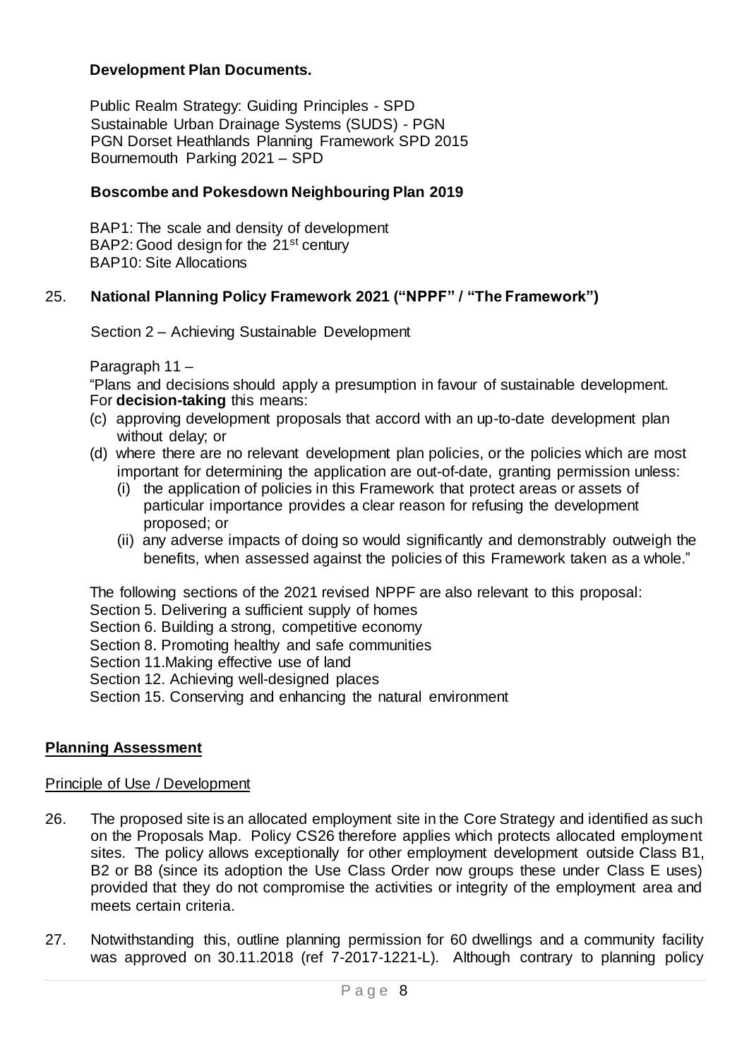**Development Plan Documents.**

Public Realm Strategy: Guiding Principles - SPD
Sustainable Urban Drainage Systems (SUDS) - PGN
PGN Dorset Heathlands Planning Framework SPD 2015
Bournemouth Parking 2021 – SPD

**Boscombe and Pokesdown Neighbouring Plan 2019**

BAP1: The scale and density of development
BAP2: Good design for the 21st century
BAP10: Site Allocations

25. **National Planning Policy Framework 2021 ("NPPF" / "The Framework")**

Section 2 – Achieving Sustainable Development

Paragraph 11 –

"Plans and decisions should apply a presumption in favour of sustainable development. For **decision-taking** this means:

(c) approving development proposals that accord with an up-to-date development plan without delay; or
(d) where there are no relevant development plan policies, or the policies which are most important for determining the application are out-of-date, granting permission unless:
   (i) the application of policies in this Framework that protect areas or assets of particular importance provides a clear reason for refusing the development proposed; or
   (ii) any adverse impacts of doing so would significantly and demonstrably outweigh the benefits, when assessed against the policies of this Framework taken as a whole."

The following sections of the 2021 revised NPPF are also relevant to this proposal:
Section 5. Delivering a sufficient supply of homes
Section 6. Building a strong, competitive economy
Section 8. Promoting healthy and safe communities
Section 11.Making effective use of land
Section 12. Achieving well-designed places
Section 15. Conserving and enhancing the natural environment

## Planning Assessment

Principle of Use / Development

26. The proposed site is an allocated employment site in the Core Strategy and identified as such on the Proposals Map. Policy CS26 therefore applies which protects allocated employment sites. The policy allows exceptionally for other employment development outside Class B1, B2 or B8 (since its adoption the Use Class Order now groups these under Class E uses) provided that they do not compromise the activities or integrity of the employment area and meets certain criteria.

27. Notwithstanding this, outline planning permission for 60 dwellings and a community facility was approved on 30.11.2018 (ref 7-2017-1221-L). Although contrary to planning policy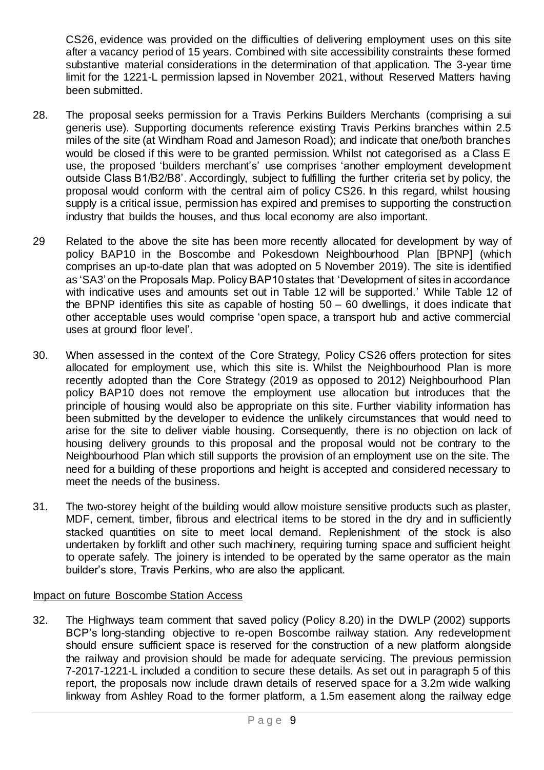CS26, evidence was provided on the difficulties of delivering employment uses on this site after a vacancy period of 15 years. Combined with site accessibility constraints these formed substantive material considerations in the determination of that application. The 3-year time limit for the 1221-L permission lapsed in November 2021, without Reserved Matters having been submitted.

28. The proposal seeks permission for a Travis Perkins Builders Merchants (comprising a sui generis use). Supporting documents reference existing Travis Perkins branches within 2.5 miles of the site (at Windham Road and Jameson Road); and indicate that one/both branches would be closed if this were to be granted permission. Whilst not categorised as a Class E use, the proposed 'builders merchant's' use comprises 'another employment development outside Class B1/B2/B8'. Accordingly, subject to fulfilling the further criteria set by policy, the proposal would conform with the central aim of policy CS26. In this regard, whilst housing supply is a critical issue, permission has expired and premises to supporting the construction industry that builds the houses, and thus local economy are also important.

29 Related to the above the site has been more recently allocated for development by way of policy BAP10 in the Boscombe and Pokesdown Neighbourhood Plan [BPNP] (which comprises an up-to-date plan that was adopted on 5 November 2019). The site is identified as 'SA3' on the Proposals Map. Policy BAP10 states that 'Development of sites in accordance with indicative uses and amounts set out in Table 12 will be supported.' While Table 12 of the BPNP identifies this site as capable of hosting 50 – 60 dwellings, it does indicate that other acceptable uses would comprise 'open space, a transport hub and active commercial uses at ground floor level'.

30. When assessed in the context of the Core Strategy, Policy CS26 offers protection for sites allocated for employment use, which this site is. Whilst the Neighbourhood Plan is more recently adopted than the Core Strategy (2019 as opposed to 2012) Neighbourhood Plan policy BAP10 does not remove the employment use allocation but introduces that the principle of housing would also be appropriate on this site. Further viability information has been submitted by the developer to evidence the unlikely circumstances that would need to arise for the site to deliver viable housing. Consequently, there is no objection on lack of housing delivery grounds to this proposal and the proposal would not be contrary to the Neighbourhood Plan which still supports the provision of an employment use on the site. The need for a building of these proportions and height is accepted and considered necessary to meet the needs of the business.

31. The two-storey height of the building would allow moisture sensitive products such as plaster, MDF, cement, timber, fibrous and electrical items to be stored in the dry and in sufficiently stacked quantities on site to meet local demand. Replenishment of the stock is also undertaken by forklift and other such machinery, requiring turning space and sufficient height to operate safely. The joinery is intended to be operated by the same operator as the main builder's store, Travis Perkins, who are also the applicant.

<u>Impact on future Boscombe Station Access</u>

32. The Highways team comment that saved policy (Policy 8.20) in the DWLP (2002) supports BCP's long-standing objective to re-open Boscombe railway station. Any redevelopment should ensure sufficient space is reserved for the construction of a new platform alongside the railway and provision should be made for adequate servicing. The previous permission 7-2017-1221-L included a condition to secure these details. As set out in paragraph 5 of this report, the proposals now include drawn details of reserved space for a 3.2m wide walking linkway from Ashley Road to the former platform, a 1.5m easement along the railway edge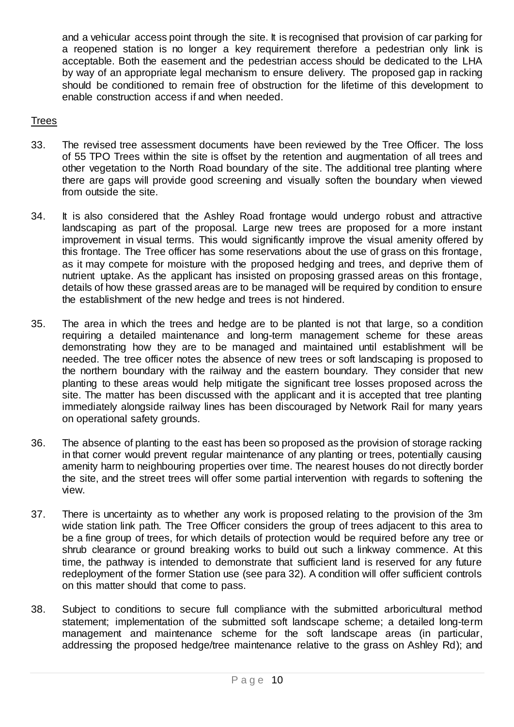and a vehicular access point through the site. It is recognised that provision of car parking for a reopened station is no longer a key requirement therefore a pedestrian only link is acceptable. Both the easement and the pedestrian access should be dedicated to the LHA by way of an appropriate legal mechanism to ensure delivery. The proposed gap in racking should be conditioned to remain free of obstruction for the lifetime of this development to enable construction access if and when needed.

Trees

33. The revised tree assessment documents have been reviewed by the Tree Officer. The loss of 55 TPO Trees within the site is offset by the retention and augmentation of all trees and other vegetation to the North Road boundary of the site. The additional tree planting where there are gaps will provide good screening and visually soften the boundary when viewed from outside the site.

34. It is also considered that the Ashley Road frontage would undergo robust and attractive landscaping as part of the proposal. Large new trees are proposed for a more instant improvement in visual terms. This would significantly improve the visual amenity offered by this frontage. The Tree officer has some reservations about the use of grass on this frontage, as it may compete for moisture with the proposed hedging and trees, and deprive them of nutrient uptake. As the applicant has insisted on proposing grassed areas on this frontage, details of how these grassed areas are to be managed will be required by condition to ensure the establishment of the new hedge and trees is not hindered.

35. The area in which the trees and hedge are to be planted is not that large, so a condition requiring a detailed maintenance and long-term management scheme for these areas demonstrating how they are to be managed and maintained until establishment will be needed. The tree officer notes the absence of new trees or soft landscaping is proposed to the northern boundary with the railway and the eastern boundary. They consider that new planting to these areas would help mitigate the significant tree losses proposed across the site. The matter has been discussed with the applicant and it is accepted that tree planting immediately alongside railway lines has been discouraged by Network Rail for many years on operational safety grounds.

36. The absence of planting to the east has been so proposed as the provision of storage racking in that corner would prevent regular maintenance of any planting or trees, potentially causing amenity harm to neighbouring properties over time. The nearest houses do not directly border the site, and the street trees will offer some partial intervention with regards to softening the view.

37. There is uncertainty as to whether any work is proposed relating to the provision of the 3m wide station link path. The Tree Officer considers the group of trees adjacent to this area to be a fine group of trees, for which details of protection would be required before any tree or shrub clearance or ground breaking works to build out such a linkway commence. At this time, the pathway is intended to demonstrate that sufficient land is reserved for any future redeployment of the former Station use (see para 32). A condition will offer sufficient controls on this matter should that come to pass.

38. Subject to conditions to secure full compliance with the submitted arboricultural method statement; implementation of the submitted soft landscape scheme; a detailed long-term management and maintenance scheme for the soft landscape areas (in particular, addressing the proposed hedge/tree maintenance relative to the grass on Ashley Rd); and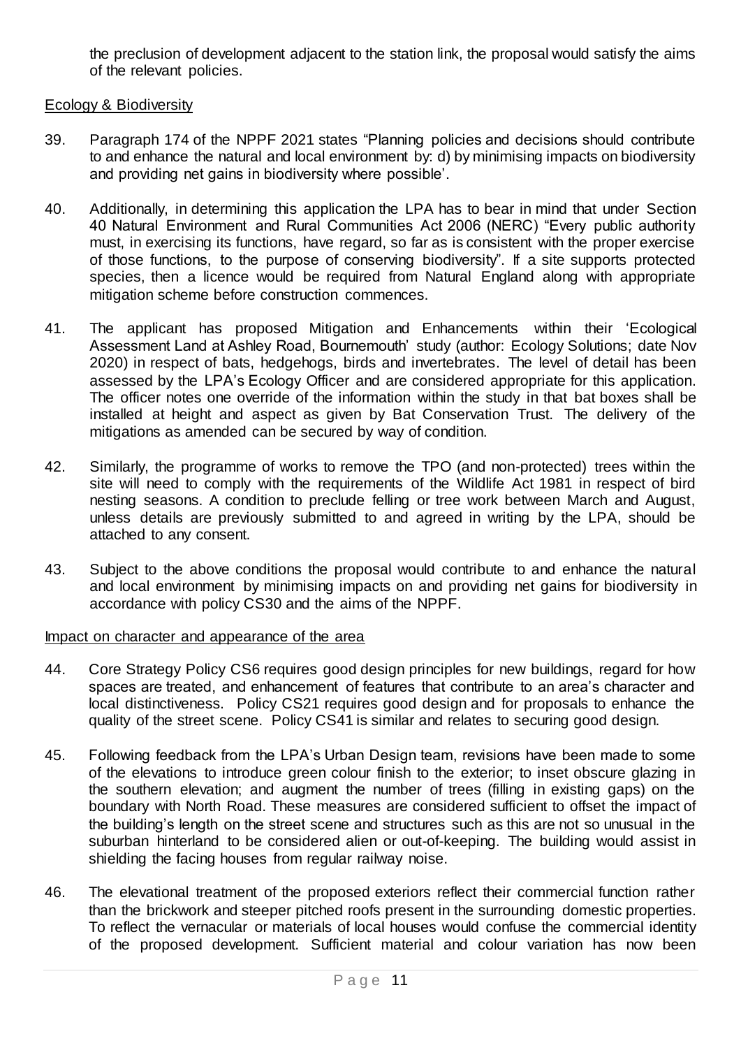the preclusion of development adjacent to the station link, the proposal would satisfy the aims of the relevant policies.

Ecology & Biodiversity

39. Paragraph 174 of the NPPF 2021 states "Planning policies and decisions should contribute to and enhance the natural and local environment by: d) by minimising impacts on biodiversity and providing net gains in biodiversity where possible'.

40. Additionally, in determining this application the LPA has to bear in mind that under Section 40 Natural Environment and Rural Communities Act 2006 (NERC) "Every public authority must, in exercising its functions, have regard, so far as is consistent with the proper exercise of those functions, to the purpose of conserving biodiversity". If a site supports protected species, then a licence would be required from Natural England along with appropriate mitigation scheme before construction commences.

41. The applicant has proposed Mitigation and Enhancements within their 'Ecological Assessment Land at Ashley Road, Bournemouth' study (author: Ecology Solutions; date Nov 2020) in respect of bats, hedgehogs, birds and invertebrates. The level of detail has been assessed by the LPA's Ecology Officer and are considered appropriate for this application. The officer notes one override of the information within the study in that bat boxes shall be installed at height and aspect as given by Bat Conservation Trust. The delivery of the mitigations as amended can be secured by way of condition.

42. Similarly, the programme of works to remove the TPO (and non-protected) trees within the site will need to comply with the requirements of the Wildlife Act 1981 in respect of bird nesting seasons. A condition to preclude felling or tree work between March and August, unless details are previously submitted to and agreed in writing by the LPA, should be attached to any consent.

43. Subject to the above conditions the proposal would contribute to and enhance the natural and local environment by minimising impacts on and providing net gains for biodiversity in accordance with policy CS30 and the aims of the NPPF.

Impact on character and appearance of the area

44. Core Strategy Policy CS6 requires good design principles for new buildings, regard for how spaces are treated, and enhancement of features that contribute to an area's character and local distinctiveness. Policy CS21 requires good design and for proposals to enhance the quality of the street scene. Policy CS41 is similar and relates to securing good design.

45. Following feedback from the LPA's Urban Design team, revisions have been made to some of the elevations to introduce green colour finish to the exterior; to inset obscure glazing in the southern elevation; and augment the number of trees (filling in existing gaps) on the boundary with North Road. These measures are considered sufficient to offset the impact of the building's length on the street scene and structures such as this are not so unusual in the suburban hinterland to be considered alien or out-of-keeping. The building would assist in shielding the facing houses from regular railway noise.

46. The elevational treatment of the proposed exteriors reflect their commercial function rather than the brickwork and steeper pitched roofs present in the surrounding domestic properties. To reflect the vernacular or materials of local houses would confuse the commercial identity of the proposed development. Sufficient material and colour variation has now been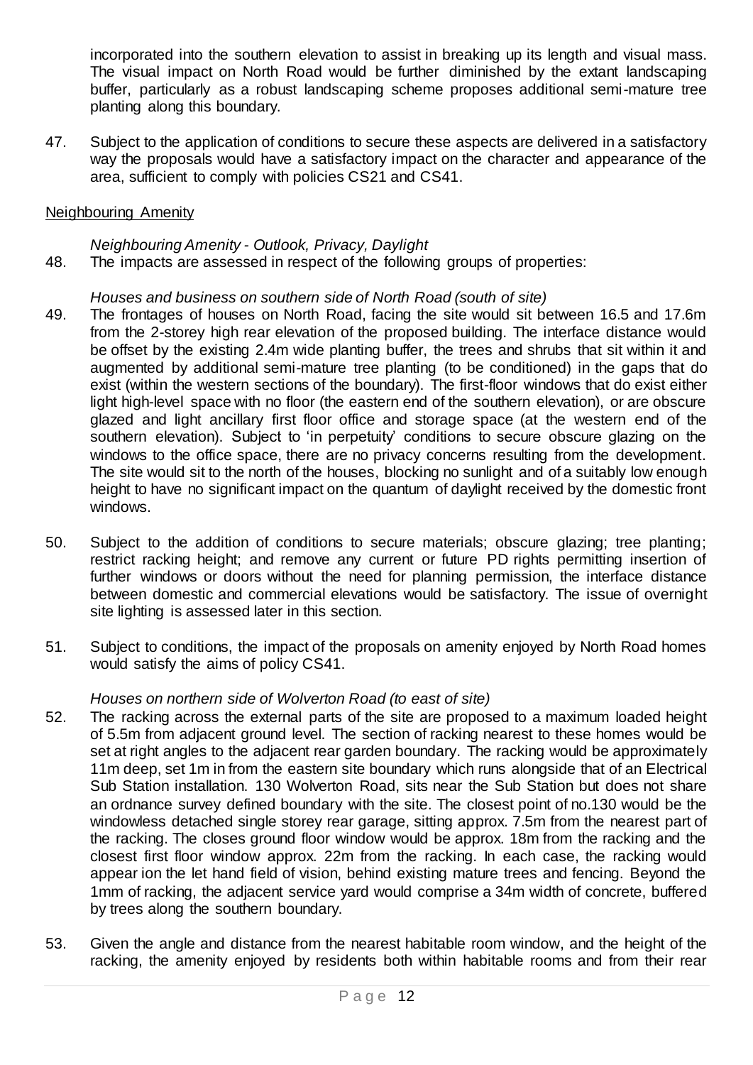incorporated into the southern elevation to assist in breaking up its length and visual mass. The visual impact on North Road would be further diminished by the extant landscaping buffer, particularly as a robust landscaping scheme proposes additional semi-mature tree planting along this boundary.

47. Subject to the application of conditions to secure these aspects are delivered in a satisfactory way the proposals would have a satisfactory impact on the character and appearance of the area, sufficient to comply with policies CS21 and CS41.

<u>Neighbouring Amenity</u>

*Neighbouring Amenity - Outlook, Privacy, Daylight*

48. The impacts are assessed in respect of the following groups of properties:

*Houses and business on southern side of North Road (south of site)*

49. The frontages of houses on North Road, facing the site would sit between 16.5 and 17.6m from the 2-storey high rear elevation of the proposed building. The interface distance would be offset by the existing 2.4m wide planting buffer, the trees and shrubs that sit within it and augmented by additional semi-mature tree planting (to be conditioned) in the gaps that do exist (within the western sections of the boundary). The first-floor windows that do exist either light high-level space with no floor (the eastern end of the southern elevation), or are obscure glazed and light ancillary first floor office and storage space (at the western end of the southern elevation). Subject to 'in perpetuity' conditions to secure obscure glazing on the windows to the office space, there are no privacy concerns resulting from the development. The site would sit to the north of the houses, blocking no sunlight and of a suitably low enough height to have no significant impact on the quantum of daylight received by the domestic front windows.

50. Subject to the addition of conditions to secure materials; obscure glazing; tree planting; restrict racking height; and remove any current or future PD rights permitting insertion of further windows or doors without the need for planning permission, the interface distance between domestic and commercial elevations would be satisfactory. The issue of overnight site lighting is assessed later in this section.

51. Subject to conditions, the impact of the proposals on amenity enjoyed by North Road homes would satisfy the aims of policy CS41.

*Houses on northern side of Wolverton Road (to east of site)*

52. The racking across the external parts of the site are proposed to a maximum loaded height of 5.5m from adjacent ground level. The section of racking nearest to these homes would be set at right angles to the adjacent rear garden boundary. The racking would be approximately 11m deep, set 1m in from the eastern site boundary which runs alongside that of an Electrical Sub Station installation. 130 Wolverton Road, sits near the Sub Station but does not share an ordnance survey defined boundary with the site. The closest point of no.130 would be the windowless detached single storey rear garage, sitting approx. 7.5m from the nearest part of the racking. The closes ground floor window would be approx. 18m from the racking and the closest first floor window approx. 22m from the racking. In each case, the racking would appear ion the let hand field of vision, behind existing mature trees and fencing. Beyond the 1mm of racking, the adjacent service yard would comprise a 34m width of concrete, buffered by trees along the southern boundary.

53. Given the angle and distance from the nearest habitable room window, and the height of the racking, the amenity enjoyed by residents both within habitable rooms and from their rear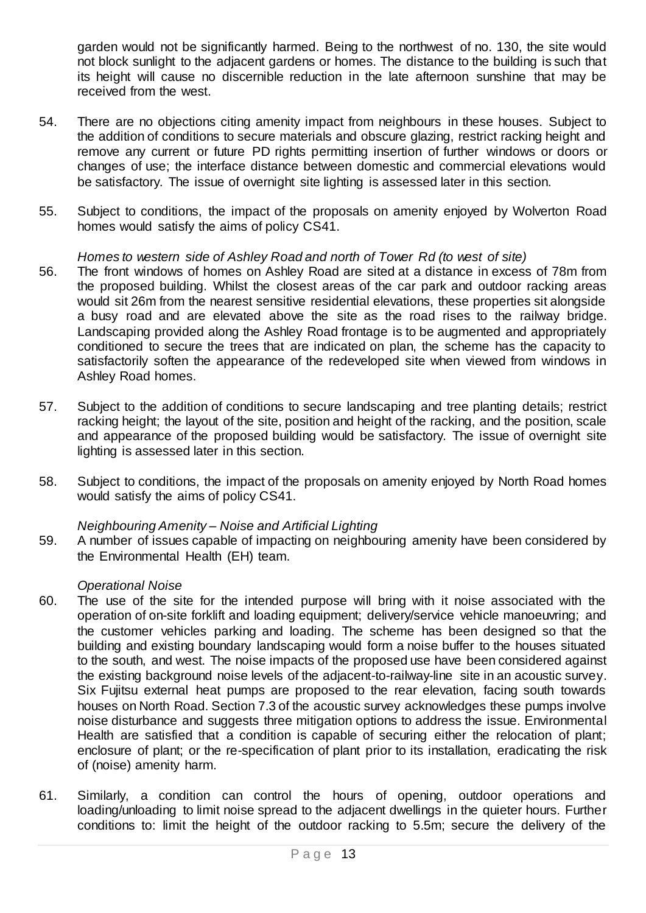garden would not be significantly harmed. Being to the northwest of no. 130, the site would not block sunlight to the adjacent gardens or homes. The distance to the building is such that its height will cause no discernible reduction in the late afternoon sunshine that may be received from the west.

54. There are no objections citing amenity impact from neighbours in these houses. Subject to the addition of conditions to secure materials and obscure glazing, restrict racking height and remove any current or future PD rights permitting insertion of further windows or doors or changes of use; the interface distance between domestic and commercial elevations would be satisfactory. The issue of overnight site lighting is assessed later in this section.

55. Subject to conditions, the impact of the proposals on amenity enjoyed by Wolverton Road homes would satisfy the aims of policy CS41.

*Homes to western side of Ashley Road and north of Tower Rd (to west of site)*

56. The front windows of homes on Ashley Road are sited at a distance in excess of 78m from the proposed building. Whilst the closest areas of the car park and outdoor racking areas would sit 26m from the nearest sensitive residential elevations, these properties sit alongside a busy road and are elevated above the site as the road rises to the railway bridge. Landscaping provided along the Ashley Road frontage is to be augmented and appropriately conditioned to secure the trees that are indicated on plan, the scheme has the capacity to satisfactorily soften the appearance of the redeveloped site when viewed from windows in Ashley Road homes.

57. Subject to the addition of conditions to secure landscaping and tree planting details; restrict racking height; the layout of the site, position and height of the racking, and the position, scale and appearance of the proposed building would be satisfactory. The issue of overnight site lighting is assessed later in this section.

58. Subject to conditions, the impact of the proposals on amenity enjoyed by North Road homes would satisfy the aims of policy CS41.

*Neighbouring Amenity – Noise and Artificial Lighting*

59. A number of issues capable of impacting on neighbouring amenity have been considered by the Environmental Health (EH) team.

*Operational Noise*

60. The use of the site for the intended purpose will bring with it noise associated with the operation of on-site forklift and loading equipment; delivery/service vehicle manoeuvring; and the customer vehicles parking and loading. The scheme has been designed so that the building and existing boundary landscaping would form a noise buffer to the houses situated to the south, and west. The noise impacts of the proposed use have been considered against the existing background noise levels of the adjacent-to-railway-line site in an acoustic survey. Six Fujitsu external heat pumps are proposed to the rear elevation, facing south towards houses on North Road. Section 7.3 of the acoustic survey acknowledges these pumps involve noise disturbance and suggests three mitigation options to address the issue. Environmental Health are satisfied that a condition is capable of securing either the relocation of plant; enclosure of plant; or the re-specification of plant prior to its installation, eradicating the risk of (noise) amenity harm.

61. Similarly, a condition can control the hours of opening, outdoor operations and loading/unloading to limit noise spread to the adjacent dwellings in the quieter hours. Further conditions to: limit the height of the outdoor racking to 5.5m; secure the delivery of the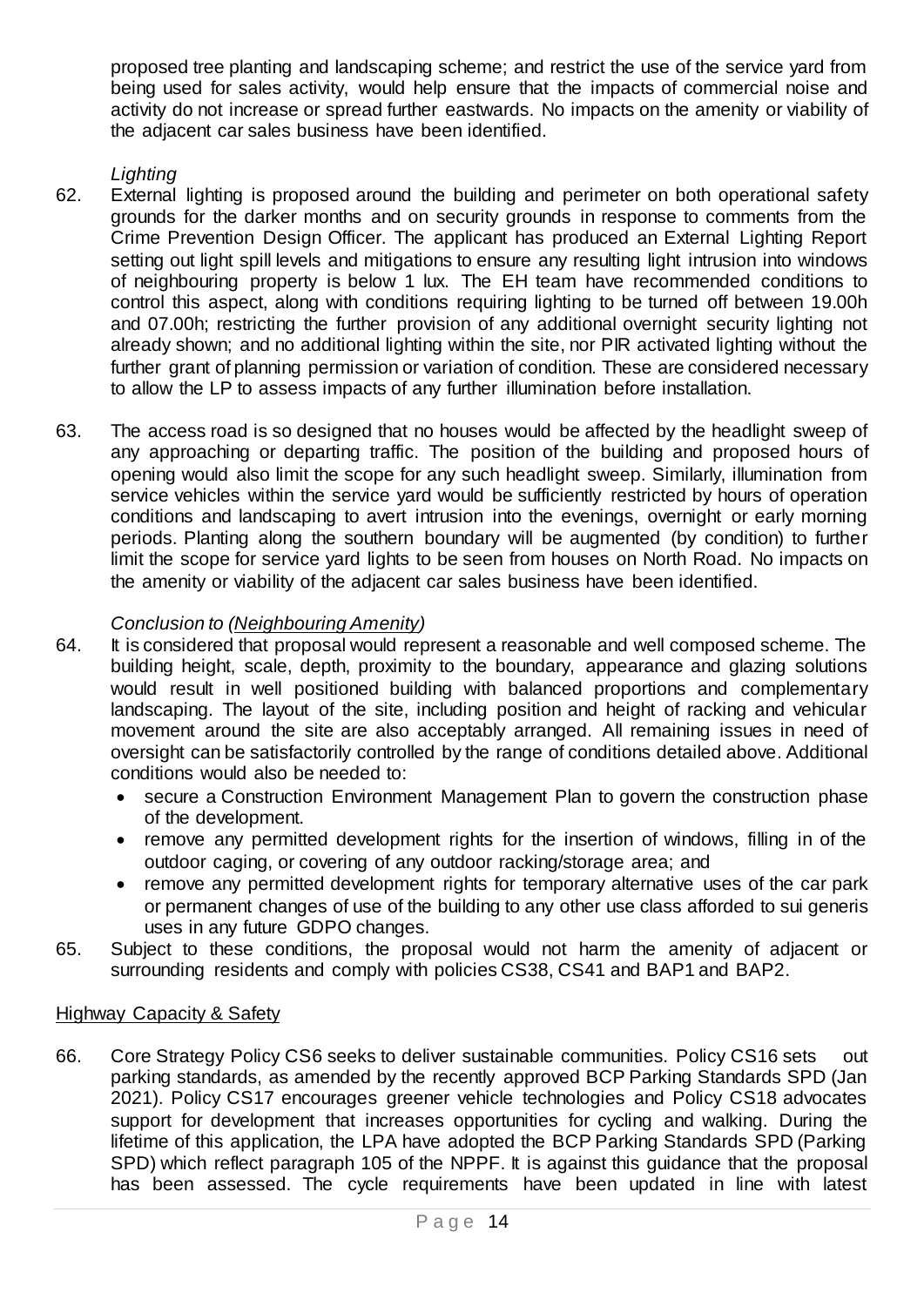proposed tree planting and landscaping scheme; and restrict the use of the service yard from being used for sales activity, would help ensure that the impacts of commercial noise and activity do not increase or spread further eastwards. No impacts on the amenity or viability of the adjacent car sales business have been identified.

*Lighting*

62. External lighting is proposed around the building and perimeter on both operational safety grounds for the darker months and on security grounds in response to comments from the Crime Prevention Design Officer. The applicant has produced an External Lighting Report setting out light spill levels and mitigations to ensure any resulting light intrusion into windows of neighbouring property is below 1 lux. The EH team have recommended conditions to control this aspect, along with conditions requiring lighting to be turned off between 19.00h and 07.00h; restricting the further provision of any additional overnight security lighting not already shown; and no additional lighting within the site, nor PIR activated lighting without the further grant of planning permission or variation of condition. These are considered necessary to allow the LP to assess impacts of any further illumination before installation.

63. The access road is so designed that no houses would be affected by the headlight sweep of any approaching or departing traffic. The position of the building and proposed hours of opening would also limit the scope for any such headlight sweep. Similarly, illumination from service vehicles within the service yard would be sufficiently restricted by hours of operation conditions and landscaping to avert intrusion into the evenings, overnight or early morning periods. Planting along the southern boundary will be augmented (by condition) to further limit the scope for service yard lights to be seen from houses on North Road. No impacts on the amenity or viability of the adjacent car sales business have been identified.

*Conclusion to (<u>Neighbouring Amenity</u>)*

64. It is considered that proposal would represent a reasonable and well composed scheme. The building height, scale, depth, proximity to the boundary, appearance and glazing solutions would result in well positioned building with balanced proportions and complementary landscaping. The layout of the site, including position and height of racking and vehicular movement around the site are also acceptably arranged. All remaining issues in need of oversight can be satisfactorily controlled by the range of conditions detailed above. Additional conditions would also be needed to:
    - secure a Construction Environment Management Plan to govern the construction phase of the development.
    - remove any permitted development rights for the insertion of windows, filling in of the outdoor caging, or covering of any outdoor racking/storage area; and
    - remove any permitted development rights for temporary alternative uses of the car park or permanent changes of use of the building to any other use class afforded to sui generis uses in any future GDPO changes.

65. Subject to these conditions, the proposal would not harm the amenity of adjacent or surrounding residents and comply with policies CS38, CS41 and BAP1 and BAP2.

<u>Highway Capacity & Safety</u>

66. Core Strategy Policy CS6 seeks to deliver sustainable communities. Policy CS16 sets out parking standards, as amended by the recently approved BCP Parking Standards SPD (Jan 2021). Policy CS17 encourages greener vehicle technologies and Policy CS18 advocates support for development that increases opportunities for cycling and walking. During the lifetime of this application, the LPA have adopted the BCP Parking Standards SPD (Parking SPD) which reflect paragraph 105 of the NPPF. It is against this guidance that the proposal has been assessed. The cycle requirements have been updated in line with latest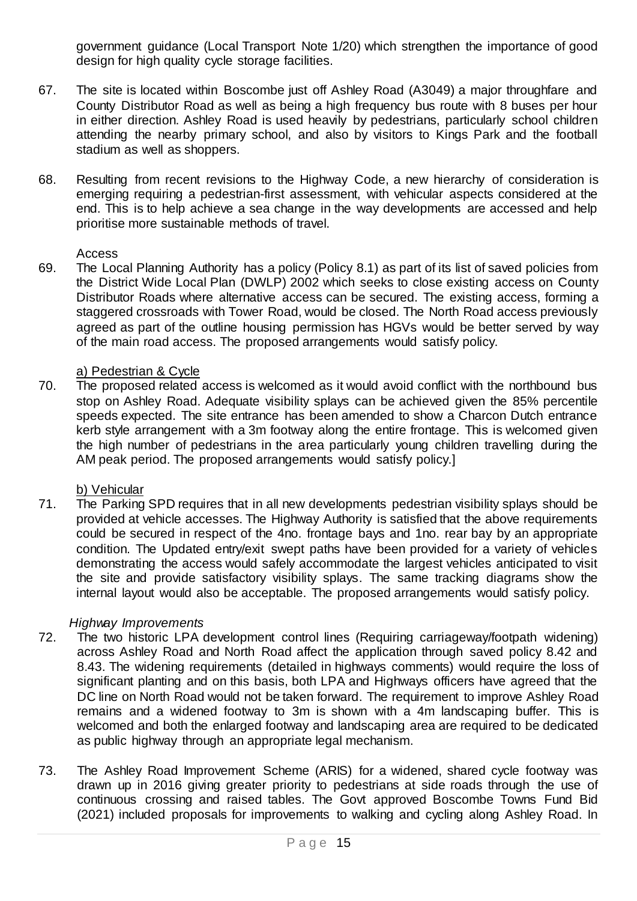government guidance (Local Transport Note 1/20) which strengthen the importance of good design for high quality cycle storage facilities.

67. The site is located within Boscombe just off Ashley Road (A3049) a major throughfare and County Distributor Road as well as being a high frequency bus route with 8 buses per hour in either direction. Ashley Road is used heavily by pedestrians, particularly school children attending the nearby primary school, and also by visitors to Kings Park and the football stadium as well as shoppers.

68. Resulting from recent revisions to the Highway Code, a new hierarchy of consideration is emerging requiring a pedestrian-first assessment, with vehicular aspects considered at the end. This is to help achieve a sea change in the way developments are accessed and help prioritise more sustainable methods of travel.

Access

69. The Local Planning Authority has a policy (Policy 8.1) as part of its list of saved policies from the District Wide Local Plan (DWLP) 2002 which seeks to close existing access on County Distributor Roads where alternative access can be secured. The existing access, forming a staggered crossroads with Tower Road, would be closed. The North Road access previously agreed as part of the outline housing permission has HGVs would be better served by way of the main road access. The proposed arrangements would satisfy policy.

a) Pedestrian & Cycle

70. The proposed related access is welcomed as it would avoid conflict with the northbound bus stop on Ashley Road. Adequate visibility splays can be achieved given the 85% percentile speeds expected. The site entrance has been amended to show a Charcon Dutch entrance kerb style arrangement with a 3m footway along the entire frontage. This is welcomed given the high number of pedestrians in the area particularly young children travelling during the AM peak period. The proposed arrangements would satisfy policy.]

b) Vehicular

71. The Parking SPD requires that in all new developments pedestrian visibility splays should be provided at vehicle accesses. The Highway Authority is satisfied that the above requirements could be secured in respect of the 4no. frontage bays and 1no. rear bay by an appropriate condition. The Updated entry/exit swept paths have been provided for a variety of vehicles demonstrating the access would safely accommodate the largest vehicles anticipated to visit the site and provide satisfactory visibility splays. The same tracking diagrams show the internal layout would also be acceptable. The proposed arrangements would satisfy policy.

*Highway Improvements*

72. The two historic LPA development control lines (Requiring carriageway/footpath widening) across Ashley Road and North Road affect the application through saved policy 8.42 and 8.43. The widening requirements (detailed in highways comments) would require the loss of significant planting and on this basis, both LPA and Highways officers have agreed that the DC line on North Road would not be taken forward. The requirement to improve Ashley Road remains and a widened footway to 3m is shown with a 4m landscaping buffer. This is welcomed and both the enlarged footway and landscaping area are required to be dedicated as public highway through an appropriate legal mechanism.

73. The Ashley Road Improvement Scheme (ARIS) for a widened, shared cycle footway was drawn up in 2016 giving greater priority to pedestrians at side roads through the use of continuous crossing and raised tables. The Govt approved Boscombe Towns Fund Bid (2021) included proposals for improvements to walking and cycling along Ashley Road. In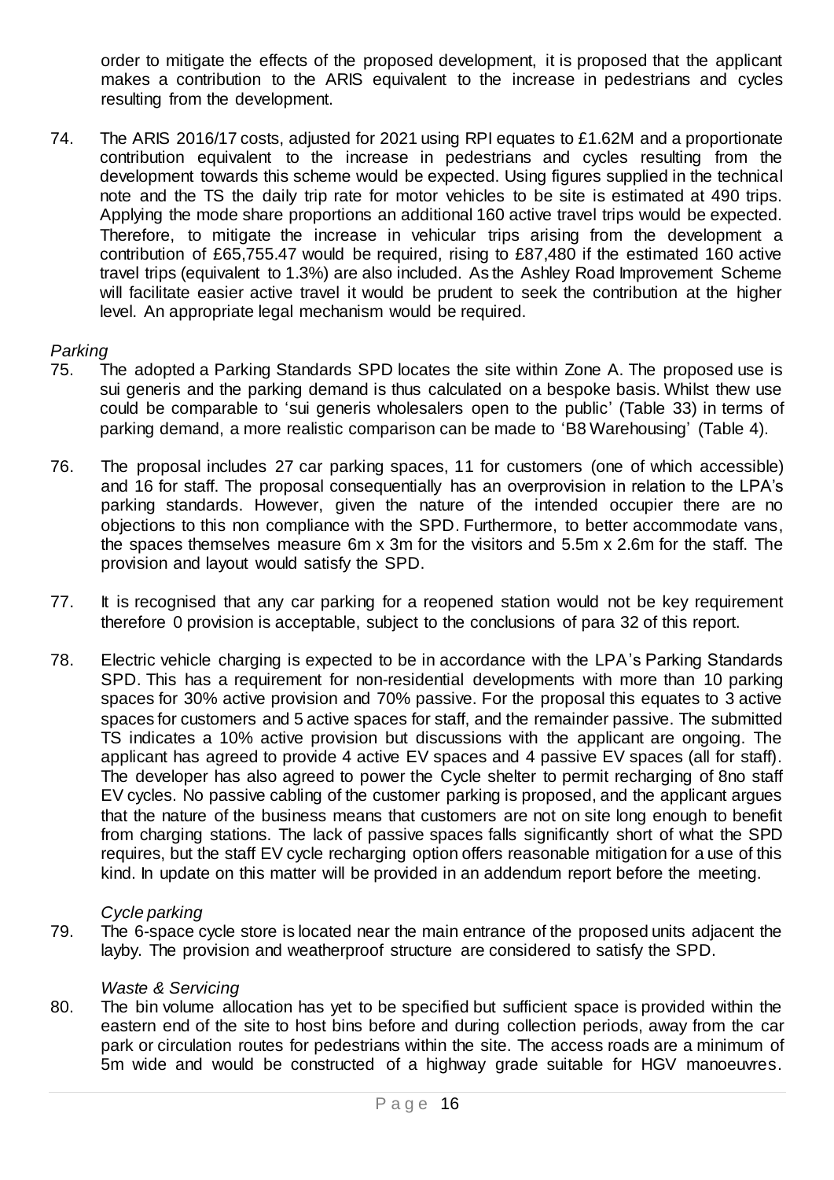order to mitigate the effects of the proposed development, it is proposed that the applicant makes a contribution to the ARIS equivalent to the increase in pedestrians and cycles resulting from the development.

74. The ARIS 2016/17 costs, adjusted for 2021 using RPI equates to £1.62M and a proportionate contribution equivalent to the increase in pedestrians and cycles resulting from the development towards this scheme would be expected. Using figures supplied in the technical note and the TS the daily trip rate for motor vehicles to be site is estimated at 490 trips. Applying the mode share proportions an additional 160 active travel trips would be expected. Therefore, to mitigate the increase in vehicular trips arising from the development a contribution of £65,755.47 would be required, rising to £87,480 if the estimated 160 active travel trips (equivalent to 1.3%) are also included. As the Ashley Road Improvement Scheme will facilitate easier active travel it would be prudent to seek the contribution at the higher level. An appropriate legal mechanism would be required.

*Parking*

75. The adopted a Parking Standards SPD locates the site within Zone A. The proposed use is sui generis and the parking demand is thus calculated on a bespoke basis. Whilst thew use could be comparable to 'sui generis wholesalers open to the public' (Table 33) in terms of parking demand, a more realistic comparison can be made to 'B8 Warehousing' (Table 4).

76. The proposal includes 27 car parking spaces, 11 for customers (one of which accessible) and 16 for staff. The proposal consequentially has an overprovision in relation to the LPA's parking standards. However, given the nature of the intended occupier there are no objections to this non compliance with the SPD. Furthermore, to better accommodate vans, the spaces themselves measure 6m x 3m for the visitors and 5.5m x 2.6m for the staff. The provision and layout would satisfy the SPD.

77. It is recognised that any car parking for a reopened station would not be key requirement therefore 0 provision is acceptable, subject to the conclusions of para 32 of this report.

78. Electric vehicle charging is expected to be in accordance with the LPA's Parking Standards SPD. This has a requirement for non-residential developments with more than 10 parking spaces for 30% active provision and 70% passive. For the proposal this equates to 3 active spaces for customers and 5 active spaces for staff, and the remainder passive. The submitted TS indicates a 10% active provision but discussions with the applicant are ongoing. The applicant has agreed to provide 4 active EV spaces and 4 passive EV spaces (all for staff). The developer has also agreed to power the Cycle shelter to permit recharging of 8no staff EV cycles. No passive cabling of the customer parking is proposed, and the applicant argues that the nature of the business means that customers are not on site long enough to benefit from charging stations. The lack of passive spaces falls significantly short of what the SPD requires, but the staff EV cycle recharging option offers reasonable mitigation for a use of this kind. In update on this matter will be provided in an addendum report before the meeting.

*Cycle parking*

79. The 6-space cycle store is located near the main entrance of the proposed units adjacent the layby. The provision and weatherproof structure are considered to satisfy the SPD.

*Waste & Servicing*

80. The bin volume allocation has yet to be specified but sufficient space is provided within the eastern end of the site to host bins before and during collection periods, away from the car park or circulation routes for pedestrians within the site. The access roads are a minimum of 5m wide and would be constructed of a highway grade suitable for HGV manoeuvres.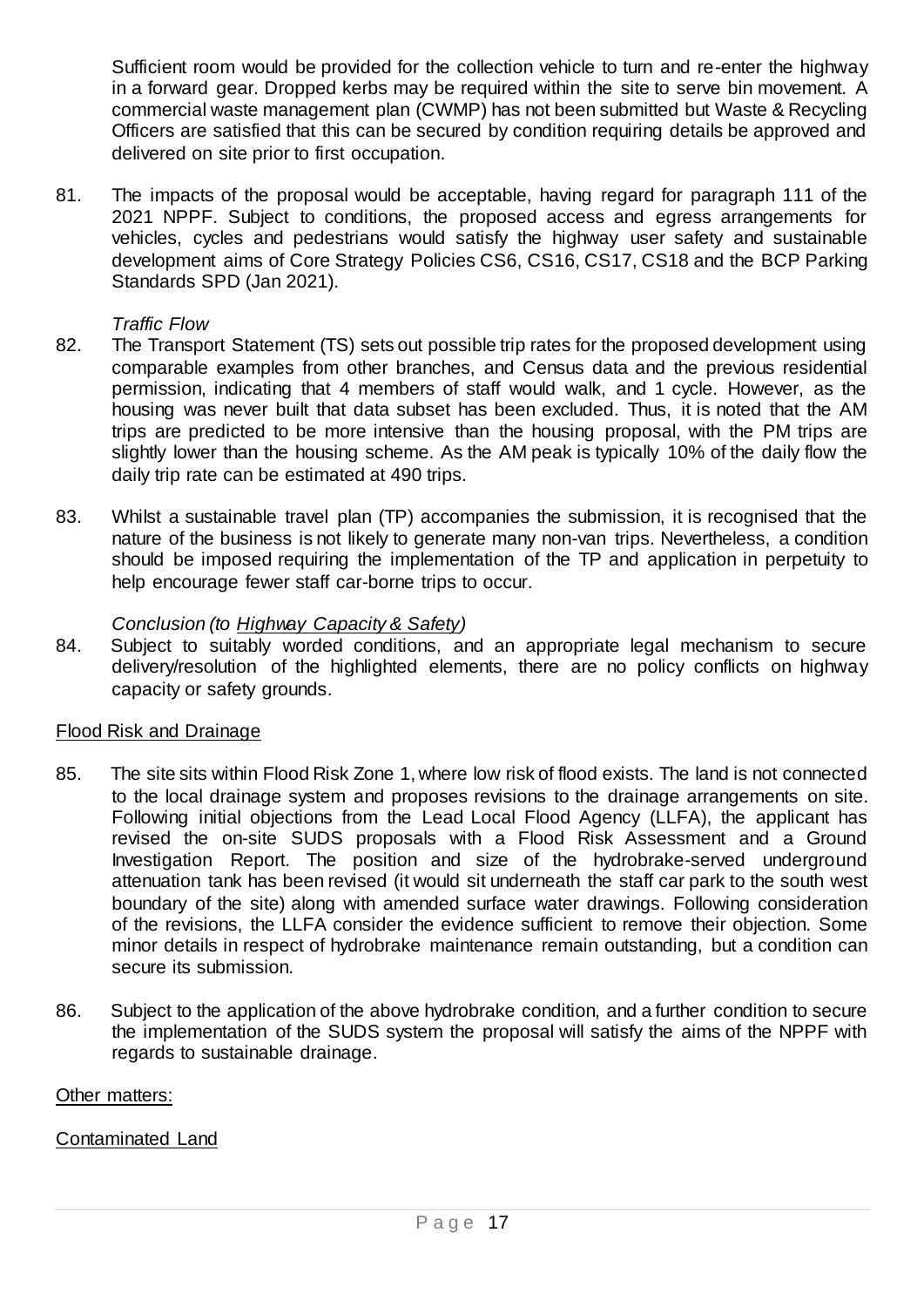Sufficient room would be provided for the collection vehicle to turn and re-enter the highway in a forward gear. Dropped kerbs may be required within the site to serve bin movement. A commercial waste management plan (CWMP) has not been submitted but Waste & Recycling Officers are satisfied that this can be secured by condition requiring details be approved and delivered on site prior to first occupation.

81. The impacts of the proposal would be acceptable, having regard for paragraph 111 of the 2021 NPPF. Subject to conditions, the proposed access and egress arrangements for vehicles, cycles and pedestrians would satisfy the highway user safety and sustainable development aims of Core Strategy Policies CS6, CS16, CS17, CS18 and the BCP Parking Standards SPD (Jan 2021).

*Traffic Flow*

82. The Transport Statement (TS) sets out possible trip rates for the proposed development using comparable examples from other branches, and Census data and the previous residential permission, indicating that 4 members of staff would walk, and 1 cycle. However, as the housing was never built that data subset has been excluded. Thus, it is noted that the AM trips are predicted to be more intensive than the housing proposal, with the PM trips are slightly lower than the housing scheme. As the AM peak is typically 10% of the daily flow the daily trip rate can be estimated at 490 trips.

83. Whilst a sustainable travel plan (TP) accompanies the submission, it is recognised that the nature of the business is not likely to generate many non-van trips. Nevertheless, a condition should be imposed requiring the implementation of the TP and application in perpetuity to help encourage fewer staff car-borne trips to occur.

*Conclusion (to <u>Highway Capacity & Safety</u>)*

84. Subject to suitably worded conditions, and an appropriate legal mechanism to secure delivery/resolution of the highlighted elements, there are no policy conflicts on highway capacity or safety grounds.

<u>Flood Risk and Drainage</u>

85. The site sits within Flood Risk Zone 1, where low risk of flood exists. The land is not connected to the local drainage system and proposes revisions to the drainage arrangements on site. Following initial objections from the Lead Local Flood Agency (LLFA), the applicant has revised the on-site SUDS proposals with a Flood Risk Assessment and a Ground Investigation Report. The position and size of the hydrobrake-served underground attenuation tank has been revised (it would sit underneath the staff car park to the south west boundary of the site) along with amended surface water drawings. Following consideration of the revisions, the LLFA consider the evidence sufficient to remove their objection. Some minor details in respect of hydrobrake maintenance remain outstanding, but a condition can secure its submission.

86. Subject to the application of the above hydrobrake condition, and a further condition to secure the implementation of the SUDS system the proposal will satisfy the aims of the NPPF with regards to sustainable drainage.

<u>Other matters:</u>

<u>Contaminated Land</u>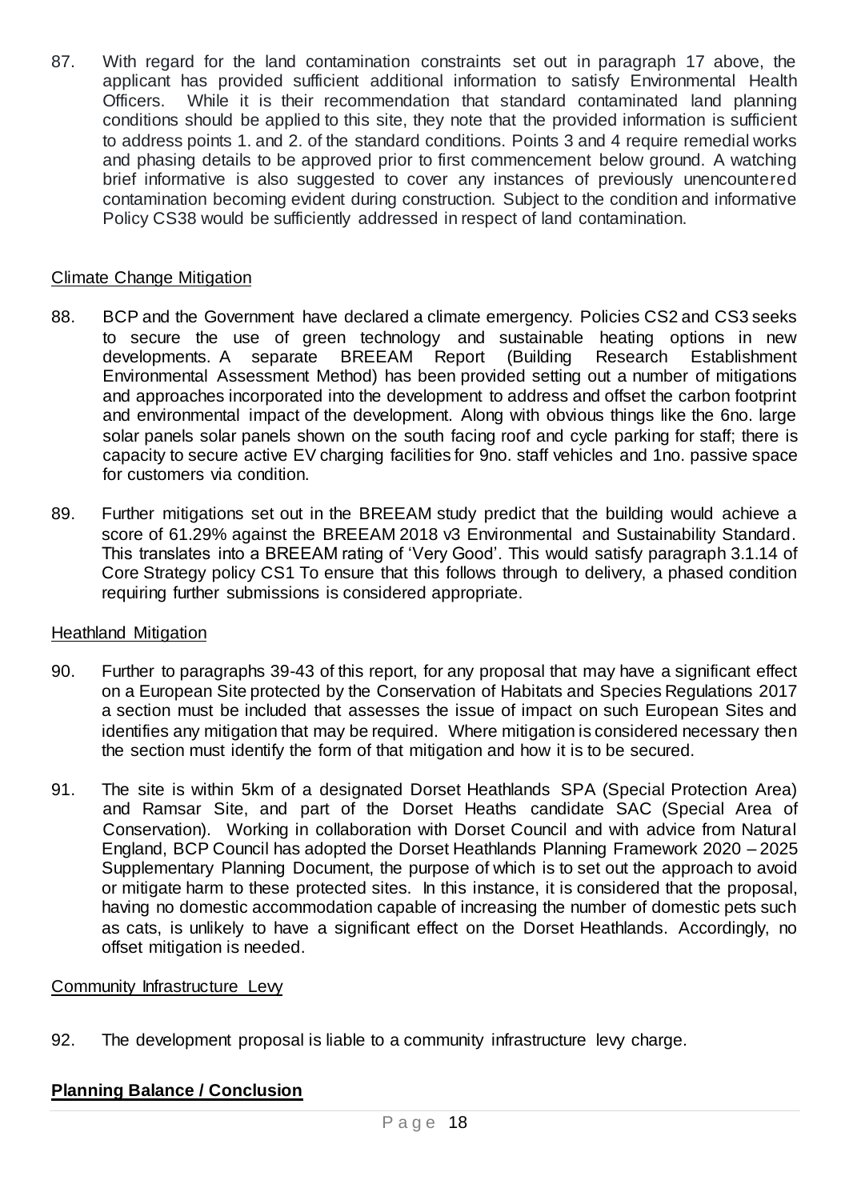87. With regard for the land contamination constraints set out in paragraph 17 above, the applicant has provided sufficient additional information to satisfy Environmental Health Officers. While it is their recommendation that standard contaminated land planning conditions should be applied to this site, they note that the provided information is sufficient to address points 1. and 2. of the standard conditions. Points 3 and 4 require remedial works and phasing details to be approved prior to first commencement below ground. A watching brief informative is also suggested to cover any instances of previously unencountered contamination becoming evident during construction. Subject to the condition and informative Policy CS38 would be sufficiently addressed in respect of land contamination.

<u>Climate Change Mitigation</u>

88. BCP and the Government have declared a climate emergency. Policies CS2 and CS3 seeks to secure the use of green technology and sustainable heating options in new developments. A separate BREEAM Report (Building Research Establishment Environmental Assessment Method) has been provided setting out a number of mitigations and approaches incorporated into the development to address and offset the carbon footprint and environmental impact of the development. Along with obvious things like the 6no. large solar panels solar panels shown on the south facing roof and cycle parking for staff; there is capacity to secure active EV charging facilities for 9no. staff vehicles and 1no. passive space for customers via condition.

89. Further mitigations set out in the BREEAM study predict that the building would achieve a score of 61.29% against the BREEAM 2018 v3 Environmental and Sustainability Standard. This translates into a BREEAM rating of 'Very Good'. This would satisfy paragraph 3.1.14 of Core Strategy policy CS1 To ensure that this follows through to delivery, a phased condition requiring further submissions is considered appropriate.

<u>Heathland Mitigation</u>

90. Further to paragraphs 39-43 of this report, for any proposal that may have a significant effect on a European Site protected by the Conservation of Habitats and Species Regulations 2017 a section must be included that assesses the issue of impact on such European Sites and identifies any mitigation that may be required. Where mitigation is considered necessary then the section must identify the form of that mitigation and how it is to be secured.

91. The site is within 5km of a designated Dorset Heathlands SPA (Special Protection Area) and Ramsar Site, and part of the Dorset Heaths candidate SAC (Special Area of Conservation). Working in collaboration with Dorset Council and with advice from Natural England, BCP Council has adopted the Dorset Heathlands Planning Framework 2020 – 2025 Supplementary Planning Document, the purpose of which is to set out the approach to avoid or mitigate harm to these protected sites. In this instance, it is considered that the proposal, having no domestic accommodation capable of increasing the number of domestic pets such as cats, is unlikely to have a significant effect on the Dorset Heathlands. Accordingly, no offset mitigation is needed.

<u>Community Infrastructure Levy</u>

92. The development proposal is liable to a community infrastructure levy charge.

**<u>Planning Balance / Conclusion</u>**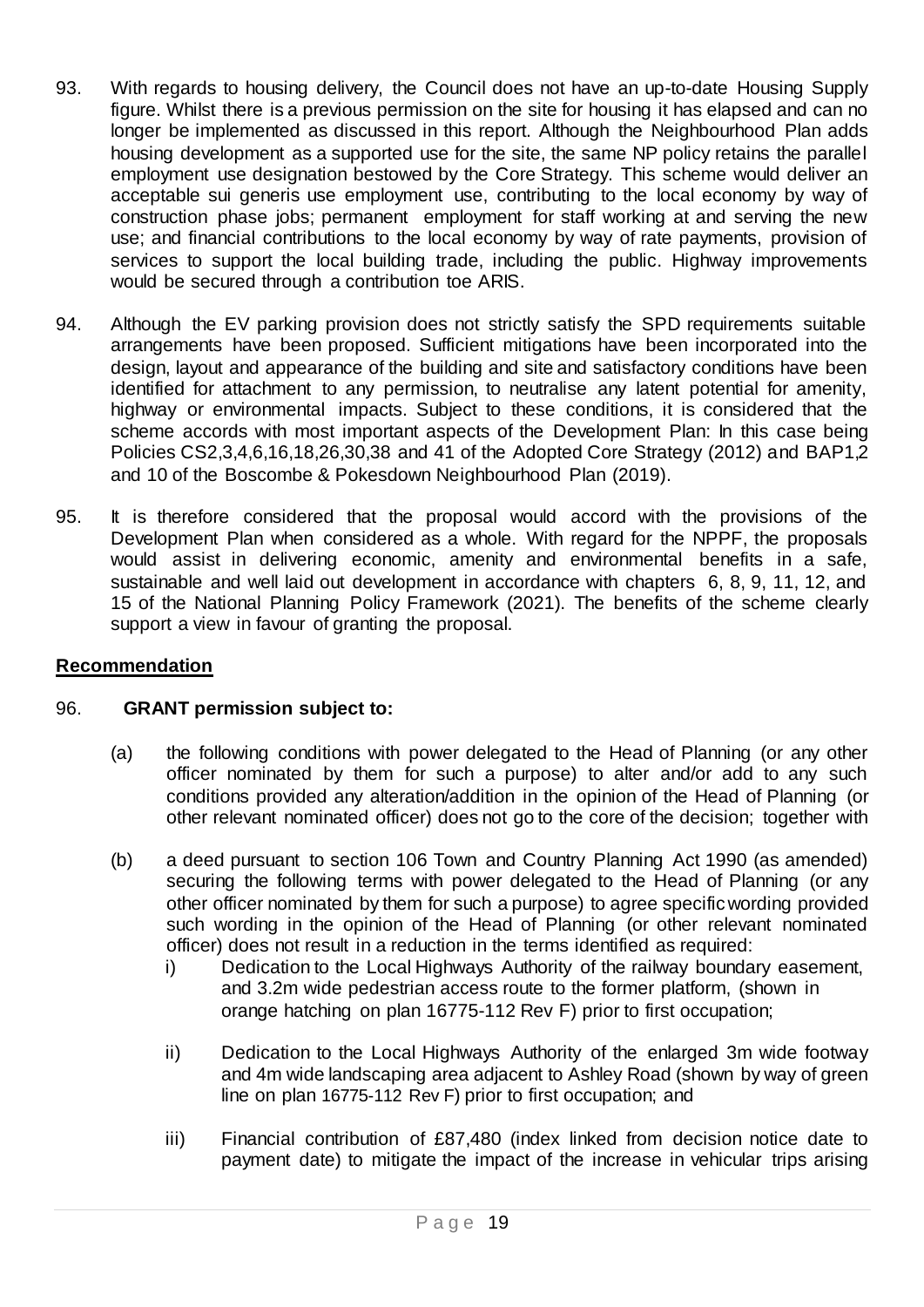93. With regards to housing delivery, the Council does not have an up-to-date Housing Supply figure. Whilst there is a previous permission on the site for housing it has elapsed and can no longer be implemented as discussed in this report. Although the Neighbourhood Plan adds housing development as a supported use for the site, the same NP policy retains the parallel employment use designation bestowed by the Core Strategy. This scheme would deliver an acceptable sui generis use employment use, contributing to the local economy by way of construction phase jobs; permanent employment for staff working at and serving the new use; and financial contributions to the local economy by way of rate payments, provision of services to support the local building trade, including the public. Highway improvements would be secured through a contribution toe ARIS.

94. Although the EV parking provision does not strictly satisfy the SPD requirements suitable arrangements have been proposed. Sufficient mitigations have been incorporated into the design, layout and appearance of the building and site and satisfactory conditions have been identified for attachment to any permission, to neutralise any latent potential for amenity, highway or environmental impacts. Subject to these conditions, it is considered that the scheme accords with most important aspects of the Development Plan: In this case being Policies CS2,3,4,6,16,18,26,30,38 and 41 of the Adopted Core Strategy (2012) and BAP1,2 and 10 of the Boscombe & Pokesdown Neighbourhood Plan (2019).

95. It is therefore considered that the proposal would accord with the provisions of the Development Plan when considered as a whole. With regard for the NPPF, the proposals would assist in delivering economic, amenity and environmental benefits in a safe, sustainable and well laid out development in accordance with chapters 6, 8, 9, 11, 12, and 15 of the National Planning Policy Framework (2021). The benefits of the scheme clearly support a view in favour of granting the proposal.

## Recommendation

96. **GRANT permission subject to:**

(a) the following conditions with power delegated to the Head of Planning (or any other officer nominated by them for such a purpose) to alter and/or add to any such conditions provided any alteration/addition in the opinion of the Head of Planning (or other relevant nominated officer) does not go to the core of the decision; together with

(b) a deed pursuant to section 106 Town and Country Planning Act 1990 (as amended) securing the following terms with power delegated to the Head of Planning (or any other officer nominated by them for such a purpose) to agree specific wording provided such wording in the opinion of the Head of Planning (or other relevant nominated officer) does not result in a reduction in the terms identified as required:

i) Dedication to the Local Highways Authority of the railway boundary easement, and 3.2m wide pedestrian access route to the former platform, (shown in orange hatching on plan 16775-112 Rev F) prior to first occupation;

ii) Dedication to the Local Highways Authority of the enlarged 3m wide footway and 4m wide landscaping area adjacent to Ashley Road (shown by way of green line on plan 16775-112 Rev F) prior to first occupation; and

iii) Financial contribution of £87,480 (index linked from decision notice date to payment date) to mitigate the impact of the increase in vehicular trips arising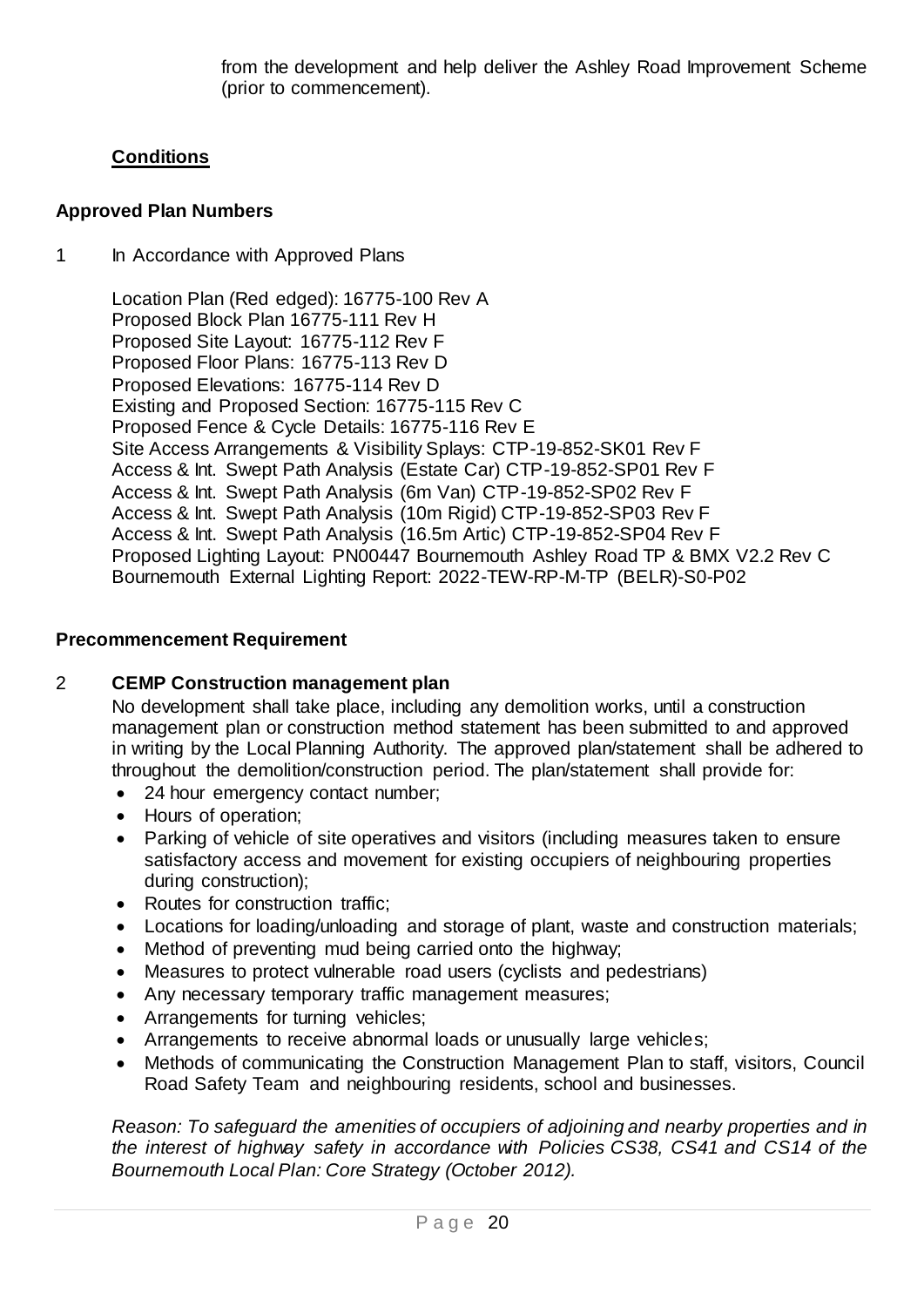from the development and help deliver the Ashley Road Improvement Scheme (prior to commencement).

## Conditions

**Approved Plan Numbers**

1 In Accordance with Approved Plans

Location Plan (Red edged): 16775-100 Rev A
Proposed Block Plan 16775-111 Rev H
Proposed Site Layout: 16775-112 Rev F
Proposed Floor Plans: 16775-113 Rev D
Proposed Elevations: 16775-114 Rev D
Existing and Proposed Section: 16775-115 Rev C
Proposed Fence & Cycle Details: 16775-116 Rev E
Site Access Arrangements & Visibility Splays: CTP-19-852-SK01 Rev F
Access & Int. Swept Path Analysis (Estate Car) CTP-19-852-SP01 Rev F
Access & Int. Swept Path Analysis (6m Van) CTP-19-852-SP02 Rev F
Access & Int. Swept Path Analysis (10m Rigid) CTP-19-852-SP03 Rev F
Access & Int. Swept Path Analysis (16.5m Artic) CTP-19-852-SP04 Rev F
Proposed Lighting Layout: PN00447 Bournemouth Ashley Road TP & BMX V2.2 Rev C
Bournemouth External Lighting Report: 2022-TEW-RP-M-TP (BELR)-S0-P02

**Precommencement Requirement**

2 **CEMP Construction management plan**

No development shall take place, including any demolition works, until a construction management plan or construction method statement has been submitted to and approved in writing by the Local Planning Authority. The approved plan/statement shall be adhered to throughout the demolition/construction period. The plan/statement shall provide for:

- 24 hour emergency contact number;
- Hours of operation;
- Parking of vehicle of site operatives and visitors (including measures taken to ensure satisfactory access and movement for existing occupiers of neighbouring properties during construction);
- Routes for construction traffic;
- Locations for loading/unloading and storage of plant, waste and construction materials;
- Method of preventing mud being carried onto the highway;
- Measures to protect vulnerable road users (cyclists and pedestrians)
- Any necessary temporary traffic management measures;
- Arrangements for turning vehicles;
- Arrangements to receive abnormal loads or unusually large vehicles;
- Methods of communicating the Construction Management Plan to staff, visitors, Council Road Safety Team and neighbouring residents, school and businesses.

*Reason: To safeguard the amenities of occupiers of adjoining and nearby properties and in the interest of highway safety in accordance with Policies CS38, CS41 and CS14 of the Bournemouth Local Plan: Core Strategy (October 2012).*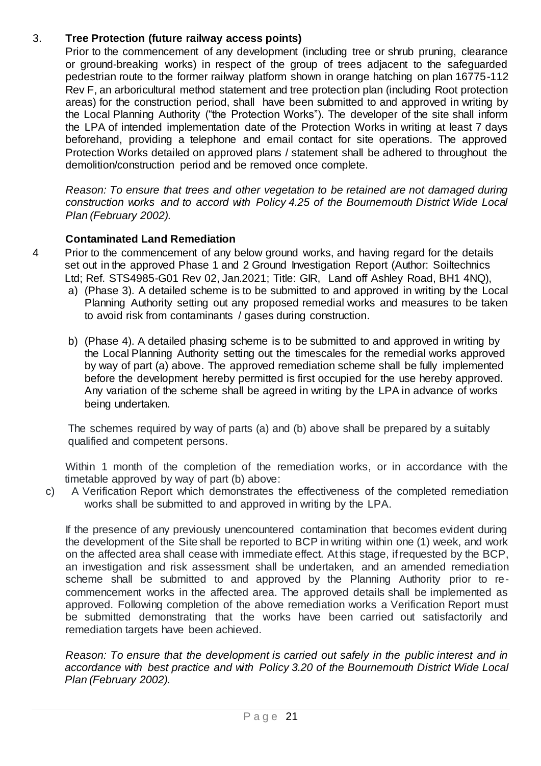3. **Tree Protection (future railway access points)**

Prior to the commencement of any development (including tree or shrub pruning, clearance or ground-breaking works) in respect of the group of trees adjacent to the safeguarded pedestrian route to the former railway platform shown in orange hatching on plan 16775-112 Rev F, an arboricultural method statement and tree protection plan (including Root protection areas) for the construction period, shall have been submitted to and approved in writing by the Local Planning Authority ("the Protection Works"). The developer of the site shall inform the LPA of intended implementation date of the Protection Works in writing at least 7 days beforehand, providing a telephone and email contact for site operations. The approved Protection Works detailed on approved plans / statement shall be adhered to throughout the demolition/construction period and be removed once complete.

*Reason: To ensure that trees and other vegetation to be retained are not damaged during construction works and to accord with Policy 4.25 of the Bournemouth District Wide Local Plan (February 2002).*

**Contaminated Land Remediation**

4 Prior to the commencement of any below ground works, and having regard for the details set out in the approved Phase 1 and 2 Ground Investigation Report (Author: Soiltechnics Ltd; Ref. STS4985-G01 Rev 02, Jan.2021; Title: GIR, Land off Ashley Road, BH1 4NQ),

a) (Phase 3). A detailed scheme is to be submitted to and approved in writing by the Local Planning Authority setting out any proposed remedial works and measures to be taken to avoid risk from contaminants / gases during construction.

b) (Phase 4). A detailed phasing scheme is to be submitted to and approved in writing by the Local Planning Authority setting out the timescales for the remedial works approved by way of part (a) above. The approved remediation scheme shall be fully implemented before the development hereby permitted is first occupied for the use hereby approved. Any variation of the scheme shall be agreed in writing by the LPA in advance of works being undertaken.

The schemes required by way of parts (a) and (b) above shall be prepared by a suitably qualified and competent persons.

Within 1 month of the completion of the remediation works, or in accordance with the timetable approved by way of part (b) above:

c) A Verification Report which demonstrates the effectiveness of the completed remediation works shall be submitted to and approved in writing by the LPA.

If the presence of any previously unencountered contamination that becomes evident during the development of the Site shall be reported to BCP in writing within one (1) week, and work on the affected area shall cease with immediate effect. At this stage, if requested by the BCP, an investigation and risk assessment shall be undertaken, and an amended remediation scheme shall be submitted to and approved by the Planning Authority prior to re-commencement works in the affected area. The approved details shall be implemented as approved. Following completion of the above remediation works a Verification Report must be submitted demonstrating that the works have been carried out satisfactorily and remediation targets have been achieved.

*Reason: To ensure that the development is carried out safely in the public interest and in accordance with best practice and with Policy 3.20 of the Bournemouth District Wide Local Plan (February 2002).*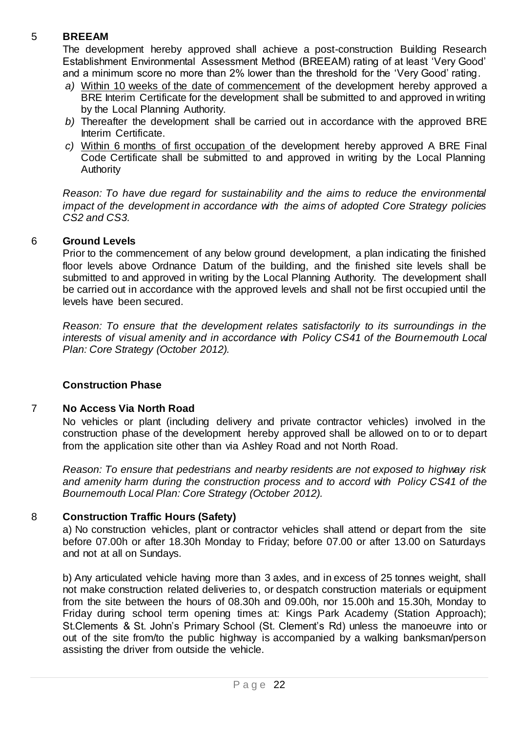## 5 BREEAM

The development hereby approved shall achieve a post-construction Building Research Establishment Environmental Assessment Method (BREEAM) rating of at least 'Very Good' and a minimum score no more than 2% lower than the threshold for the 'Very Good' rating.

*a)* Within 10 weeks of the date of commencement of the development hereby approved a BRE Interim Certificate for the development shall be submitted to and approved in writing by the Local Planning Authority.

*b)* Thereafter the development shall be carried out in accordance with the approved BRE Interim Certificate.

*c)* Within 6 months of first occupation of the development hereby approved A BRE Final Code Certificate shall be submitted to and approved in writing by the Local Planning Authority

*Reason: To have due regard for sustainability and the aims to reduce the environmental impact of the development in accordance with the aims of adopted Core Strategy policies CS2 and CS3.*

## 6 Ground Levels

Prior to the commencement of any below ground development, a plan indicating the finished floor levels above Ordnance Datum of the building, and the finished site levels shall be submitted to and approved in writing by the Local Planning Authority. The development shall be carried out in accordance with the approved levels and shall not be first occupied until the levels have been secured.

*Reason: To ensure that the development relates satisfactorily to its surroundings in the interests of visual amenity and in accordance with Policy CS41 of the Bournemouth Local Plan: Core Strategy (October 2012).*

### Construction Phase

## 7 No Access Via North Road

No vehicles or plant (including delivery and private contractor vehicles) involved in the construction phase of the development hereby approved shall be allowed on to or to depart from the application site other than via Ashley Road and not North Road.

*Reason: To ensure that pedestrians and nearby residents are not exposed to highway risk and amenity harm during the construction process and to accord with Policy CS41 of the Bournemouth Local Plan: Core Strategy (October 2012).*

## 8 Construction Traffic Hours (Safety)

a) No construction vehicles, plant or contractor vehicles shall attend or depart from the site before 07.00h or after 18.30h Monday to Friday; before 07.00 or after 13.00 on Saturdays and not at all on Sundays.

b) Any articulated vehicle having more than 3 axles, and in excess of 25 tonnes weight, shall not make construction related deliveries to, or despatch construction materials or equipment from the site between the hours of 08.30h and 09.00h, nor 15.00h and 15.30h, Monday to Friday during school term opening times at: Kings Park Academy (Station Approach); St.Clements & St. John's Primary School (St. Clement's Rd) unless the manoeuvre into or out of the site from/to the public highway is accompanied by a walking banksman/person assisting the driver from outside the vehicle.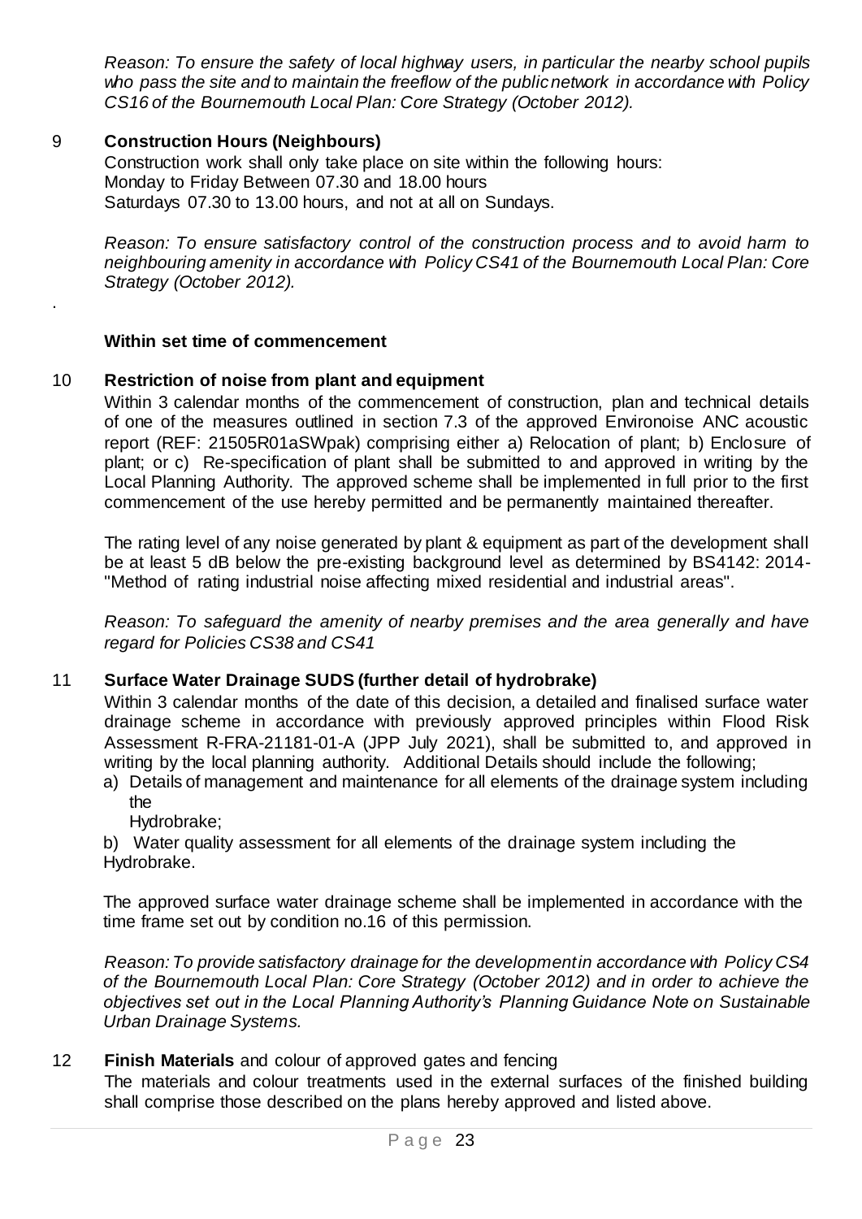*Reason: To ensure the safety of local highway users, in particular the nearby school pupils who pass the site and to maintain the freeflow of the public network in accordance with Policy CS16 of the Bournemouth Local Plan: Core Strategy (October 2012).*

9 **Construction Hours (Neighbours)**

Construction work shall only take place on site within the following hours:
Monday to Friday Between 07.30 and 18.00 hours
Saturdays 07.30 to 13.00 hours, and not at all on Sundays.

*Reason: To ensure satisfactory control of the construction process and to avoid harm to neighbouring amenity in accordance with Policy CS41 of the Bournemouth Local Plan: Core Strategy (October 2012).*

.

**Within set time of commencement**

10 **Restriction of noise from plant and equipment**

Within 3 calendar months of the commencement of construction, plan and technical details of one of the measures outlined in section 7.3 of the approved Environoise ANC acoustic report (REF: 21505R01aSWpak) comprising either a) Relocation of plant; b) Enclosure of plant; or c) Re-specification of plant shall be submitted to and approved in writing by the Local Planning Authority. The approved scheme shall be implemented in full prior to the first commencement of the use hereby permitted and be permanently maintained thereafter.

The rating level of any noise generated by plant & equipment as part of the development shall be at least 5 dB below the pre-existing background level as determined by BS4142: 2014- "Method of rating industrial noise affecting mixed residential and industrial areas".

*Reason: To safeguard the amenity of nearby premises and the area generally and have regard for Policies CS38 and CS41*

11 **Surface Water Drainage SUDS (further detail of hydrobrake)**

Within 3 calendar months of the date of this decision, a detailed and finalised surface water drainage scheme in accordance with previously approved principles within Flood Risk Assessment R-FRA-21181-01-A (JPP July 2021), shall be submitted to, and approved in writing by the local planning authority. Additional Details should include the following;

a) Details of management and maintenance for all elements of the drainage system including the Hydrobrake;

b) Water quality assessment for all elements of the drainage system including the Hydrobrake.

The approved surface water drainage scheme shall be implemented in accordance with the time frame set out by condition no.16 of this permission.

*Reason: To provide satisfactory drainage for the development in accordance with Policy CS4 of the Bournemouth Local Plan: Core Strategy (October 2012) and in order to achieve the objectives set out in the Local Planning Authority's Planning Guidance Note on Sustainable Urban Drainage Systems.*

12 **Finish Materials** and colour of approved gates and fencing

The materials and colour treatments used in the external surfaces of the finished building shall comprise those described on the plans hereby approved and listed above.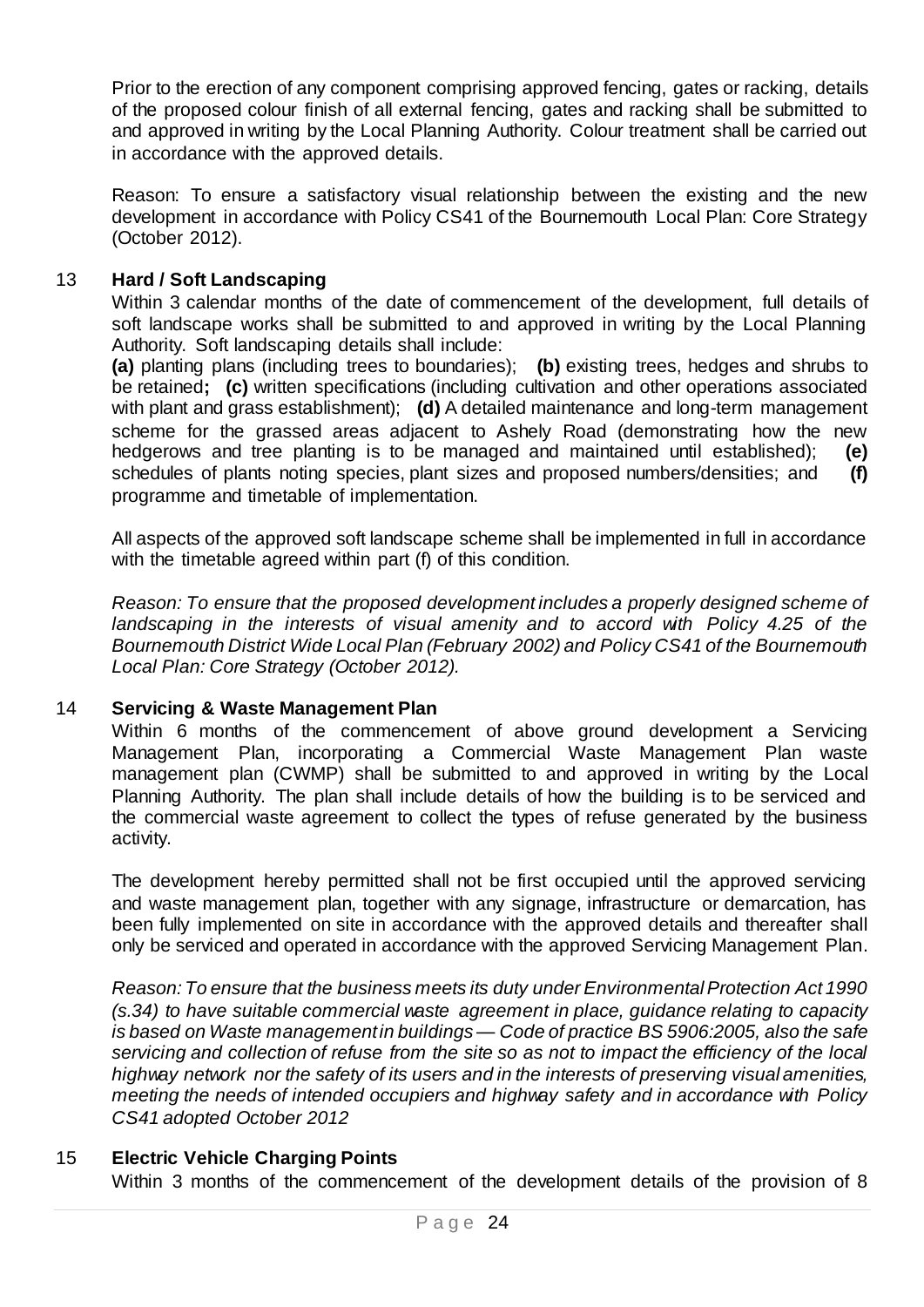Prior to the erection of any component comprising approved fencing, gates or racking, details of the proposed colour finish of all external fencing, gates and racking shall be submitted to and approved in writing by the Local Planning Authority. Colour treatment shall be carried out in accordance with the approved details.

Reason: To ensure a satisfactory visual relationship between the existing and the new development in accordance with Policy CS41 of the Bournemouth Local Plan: Core Strategy (October 2012).

13 **Hard / Soft Landscaping**

Within 3 calendar months of the date of commencement of the development, full details of soft landscape works shall be submitted to and approved in writing by the Local Planning Authority. Soft landscaping details shall include:
**(a)** planting plans (including trees to boundaries); **(b)** existing trees, hedges and shrubs to be retained**;** **(c)** written specifications (including cultivation and other operations associated with plant and grass establishment); **(d)** A detailed maintenance and long-term management scheme for the grassed areas adjacent to Ashely Road (demonstrating how the new hedgerows and tree planting is to be managed and maintained until established); **(e)** schedules of plants noting species, plant sizes and proposed numbers/densities; and **(f)** programme and timetable of implementation.

All aspects of the approved soft landscape scheme shall be implemented in full in accordance with the timetable agreed within part (f) of this condition.

*Reason: To ensure that the proposed development includes a properly designed scheme of landscaping in the interests of visual amenity and to accord with Policy 4.25 of the Bournemouth District Wide Local Plan (February 2002) and Policy CS41 of the Bournemouth Local Plan: Core Strategy (October 2012).*

14 **Servicing & Waste Management Plan**

Within 6 months of the commencement of above ground development a Servicing Management Plan, incorporating a Commercial Waste Management Plan waste management plan (CWMP) shall be submitted to and approved in writing by the Local Planning Authority. The plan shall include details of how the building is to be serviced and the commercial waste agreement to collect the types of refuse generated by the business activity.

The development hereby permitted shall not be first occupied until the approved servicing and waste management plan, together with any signage, infrastructure or demarcation, has been fully implemented on site in accordance with the approved details and thereafter shall only be serviced and operated in accordance with the approved Servicing Management Plan.

*Reason: To ensure that the business meets its duty under Environmental Protection Act 1990 (s.34) to have suitable commercial waste agreement in place, guidance relating to capacity is based on Waste management in buildings — Code of practice BS 5906:2005, also the safe servicing and collection of refuse from the site so as not to impact the efficiency of the local highway network nor the safety of its users and in the interests of preserving visual amenities, meeting the needs of intended occupiers and highway safety and in accordance with Policy CS41 adopted October 2012*

15 **Electric Vehicle Charging Points**

Within 3 months of the commencement of the development details of the provision of 8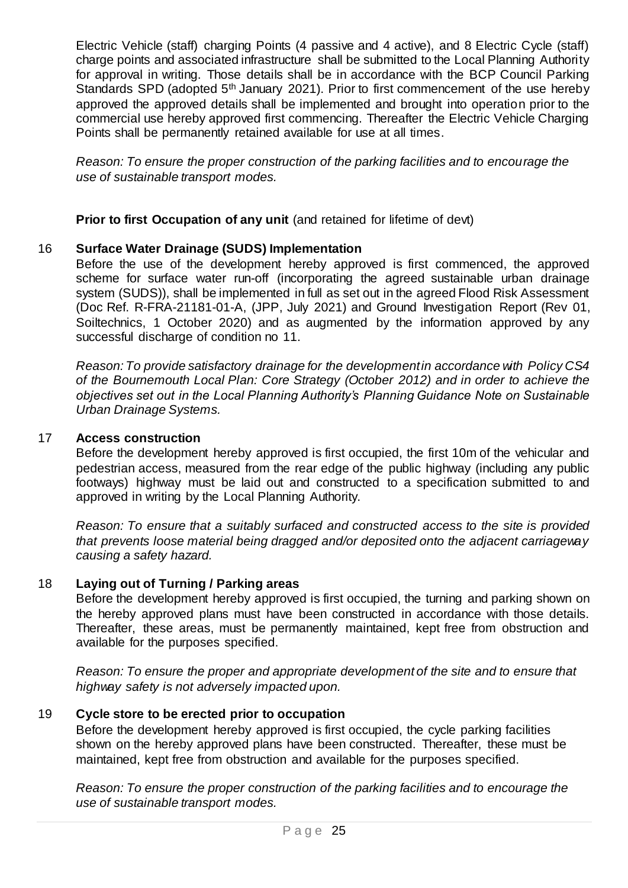Electric Vehicle (staff) charging Points (4 passive and 4 active), and 8 Electric Cycle (staff) charge points and associated infrastructure shall be submitted to the Local Planning Authority for approval in writing. Those details shall be in accordance with the BCP Council Parking Standards SPD (adopted 5th January 2021). Prior to first commencement of the use hereby approved the approved details shall be implemented and brought into operation prior to the commercial use hereby approved first commencing. Thereafter the Electric Vehicle Charging Points shall be permanently retained available for use at all times.

*Reason: To ensure the proper construction of the parking facilities and to encourage the use of sustainable transport modes.*

**Prior to first Occupation of any unit** (and retained for lifetime of devt)

16 **Surface Water Drainage (SUDS) Implementation**

Before the use of the development hereby approved is first commenced, the approved scheme for surface water run-off (incorporating the agreed sustainable urban drainage system (SUDS)), shall be implemented in full as set out in the agreed Flood Risk Assessment (Doc Ref. R-FRA-21181-01-A, (JPP, July 2021) and Ground Investigation Report (Rev 01, Soiltechnics, 1 October 2020) and as augmented by the information approved by any successful discharge of condition no 11.

*Reason: To provide satisfactory drainage for the development in accordance with Policy CS4 of the Bournemouth Local Plan: Core Strategy (October 2012) and in order to achieve the objectives set out in the Local Planning Authority's Planning Guidance Note on Sustainable Urban Drainage Systems.*

17 **Access construction**

Before the development hereby approved is first occupied, the first 10m of the vehicular and pedestrian access, measured from the rear edge of the public highway (including any public footways) highway must be laid out and constructed to a specification submitted to and approved in writing by the Local Planning Authority.

*Reason: To ensure that a suitably surfaced and constructed access to the site is provided that prevents loose material being dragged and/or deposited onto the adjacent carriageway causing a safety hazard.*

18 **Laying out of Turning / Parking areas**

Before the development hereby approved is first occupied, the turning and parking shown on the hereby approved plans must have been constructed in accordance with those details. Thereafter, these areas, must be permanently maintained, kept free from obstruction and available for the purposes specified.

*Reason: To ensure the proper and appropriate development of the site and to ensure that highway safety is not adversely impacted upon.*

19 **Cycle store to be erected prior to occupation**

Before the development hereby approved is first occupied, the cycle parking facilities shown on the hereby approved plans have been constructed. Thereafter, these must be maintained, kept free from obstruction and available for the purposes specified.

*Reason: To ensure the proper construction of the parking facilities and to encourage the use of sustainable transport modes.*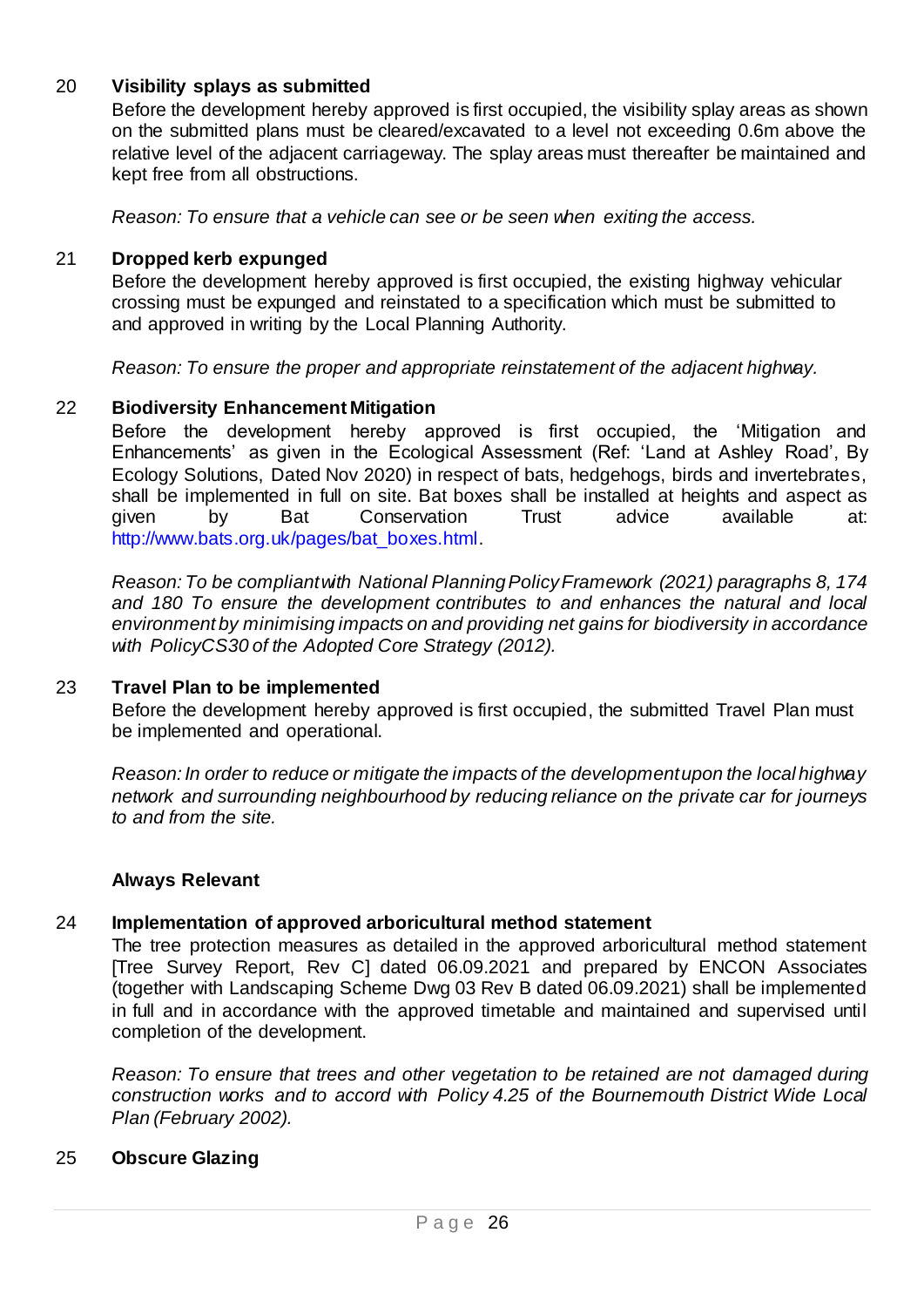20 **Visibility splays as submitted**

Before the development hereby approved is first occupied, the visibility splay areas as shown on the submitted plans must be cleared/excavated to a level not exceeding 0.6m above the relative level of the adjacent carriageway. The splay areas must thereafter be maintained and kept free from all obstructions.

*Reason: To ensure that a vehicle can see or be seen when exiting the access.*

21 **Dropped kerb expunged**

Before the development hereby approved is first occupied, the existing highway vehicular crossing must be expunged and reinstated to a specification which must be submitted to and approved in writing by the Local Planning Authority.

*Reason: To ensure the proper and appropriate reinstatement of the adjacent highway.*

22 **Biodiversity Enhancement Mitigation**

Before the development hereby approved is first occupied, the 'Mitigation and Enhancements' as given in the Ecological Assessment (Ref: 'Land at Ashley Road', By Ecology Solutions, Dated Nov 2020) in respect of bats, hedgehogs, birds and invertebrates, shall be implemented in full on site. Bat boxes shall be installed at heights and aspect as given by Bat Conservation Trust advice available at: http://www.bats.org.uk/pages/bat_boxes.html.

*Reason: To be compliant with National Planning Policy Framework (2021) paragraphs 8, 174 and 180 To ensure the development contributes to and enhances the natural and local environment by minimising impacts on and providing net gains for biodiversity in accordance with PolicyCS30 of the Adopted Core Strategy (2012).*

23 **Travel Plan to be implemented**

Before the development hereby approved is first occupied, the submitted Travel Plan must be implemented and operational.

*Reason: In order to reduce or mitigate the impacts of the development upon the local highway network and surrounding neighbourhood by reducing reliance on the private car for journeys to and from the site.*

**Always Relevant**

24 **Implementation of approved arboricultural method statement**

The tree protection measures as detailed in the approved arboricultural method statement [Tree Survey Report, Rev C] dated 06.09.2021 and prepared by ENCON Associates (together with Landscaping Scheme Dwg 03 Rev B dated 06.09.2021) shall be implemented in full and in accordance with the approved timetable and maintained and supervised until completion of the development.

*Reason: To ensure that trees and other vegetation to be retained are not damaged during construction works and to accord with Policy 4.25 of the Bournemouth District Wide Local Plan (February 2002).*

25 **Obscure Glazing**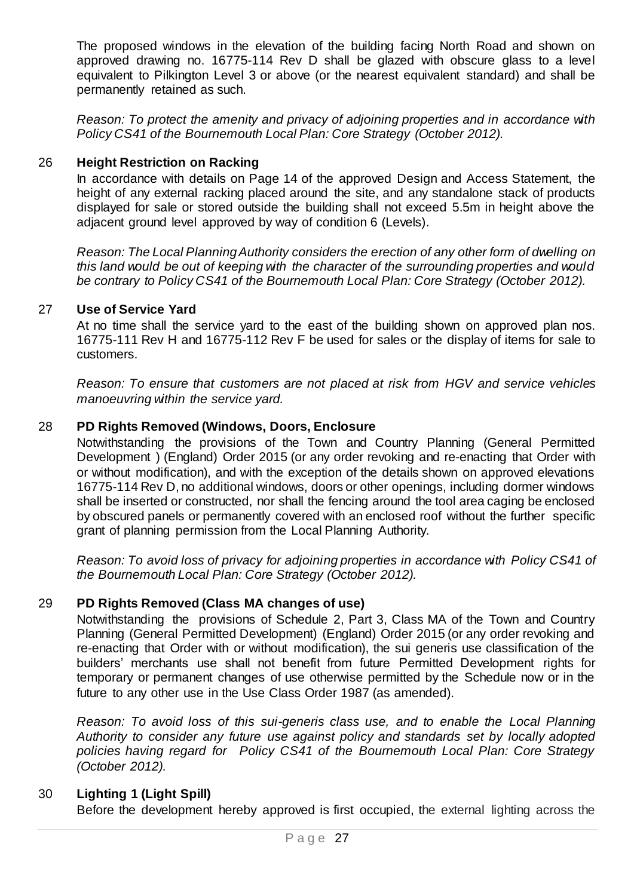The proposed windows in the elevation of the building facing North Road and shown on approved drawing no. 16775-114 Rev D shall be glazed with obscure glass to a level equivalent to Pilkington Level 3 or above (or the nearest equivalent standard) and shall be permanently retained as such.

*Reason: To protect the amenity and privacy of adjoining properties and in accordance with Policy CS41 of the Bournemouth Local Plan: Core Strategy (October 2012).*

26 **Height Restriction on Racking**

In accordance with details on Page 14 of the approved Design and Access Statement, the height of any external racking placed around the site, and any standalone stack of products displayed for sale or stored outside the building shall not exceed 5.5m in height above the adjacent ground level approved by way of condition 6 (Levels).

*Reason: The Local Planning Authority considers the erection of any other form of dwelling on this land would be out of keeping with the character of the surrounding properties and would be contrary to Policy CS41 of the Bournemouth Local Plan: Core Strategy (October 2012).*

27 **Use of Service Yard**

At no time shall the service yard to the east of the building shown on approved plan nos. 16775-111 Rev H and 16775-112 Rev F be used for sales or the display of items for sale to customers.

*Reason: To ensure that customers are not placed at risk from HGV and service vehicles manoeuvring within the service yard.*

28 **PD Rights Removed (Windows, Doors, Enclosure**

Notwithstanding the provisions of the Town and Country Planning (General Permitted Development ) (England) Order 2015 (or any order revoking and re-enacting that Order with or without modification), and with the exception of the details shown on approved elevations 16775-114 Rev D, no additional windows, doors or other openings, including dormer windows shall be inserted or constructed, nor shall the fencing around the tool area caging be enclosed by obscured panels or permanently covered with an enclosed roof without the further specific grant of planning permission from the Local Planning Authority.

*Reason: To avoid loss of privacy for adjoining properties in accordance with Policy CS41 of the Bournemouth Local Plan: Core Strategy (October 2012).*

29 **PD Rights Removed (Class MA changes of use)**

Notwithstanding the provisions of Schedule 2, Part 3, Class MA of the Town and Country Planning (General Permitted Development) (England) Order 2015 (or any order revoking and re-enacting that Order with or without modification), the sui generis use classification of the builders' merchants use shall not benefit from future Permitted Development rights for temporary or permanent changes of use otherwise permitted by the Schedule now or in the future to any other use in the Use Class Order 1987 (as amended).

*Reason: To avoid loss of this sui-generis class use, and to enable the Local Planning Authority to consider any future use against policy and standards set by locally adopted policies having regard for Policy CS41 of the Bournemouth Local Plan: Core Strategy (October 2012).*

30 **Lighting 1 (Light Spill)**

Before the development hereby approved is first occupied, the external lighting across the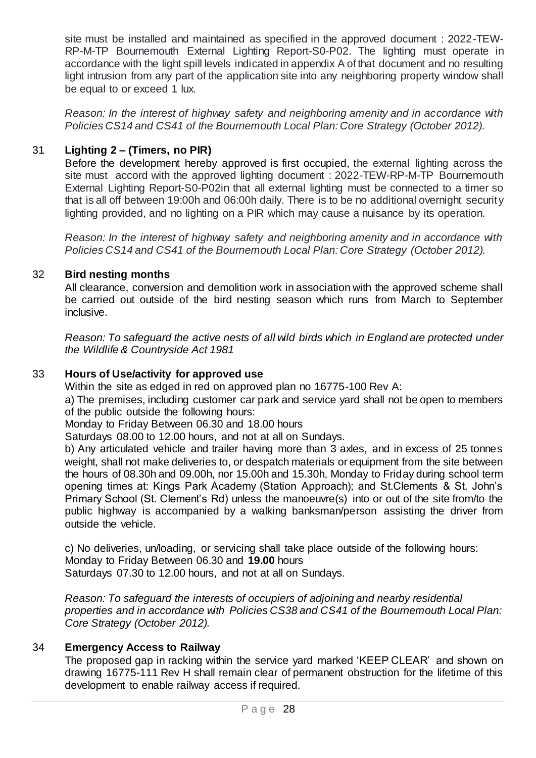site must be installed and maintained as specified in the approved document : 2022-TEW-RP-M-TP Bournemouth External Lighting Report-S0-P02. The lighting must operate in accordance with the light spill levels indicated in appendix A of that document and no resulting light intrusion from any part of the application site into any neighboring property window shall be equal to or exceed 1 lux.

*Reason: In the interest of highway safety and neighboring amenity and in accordance with Policies CS14 and CS41 of the Bournemouth Local Plan: Core Strategy (October 2012).*

31 **Lighting 2 – (Timers, no PIR)**

Before the development hereby approved is first occupied, the external lighting across the site must accord with the approved lighting document : 2022-TEW-RP-M-TP Bournemouth External Lighting Report-S0-P02in that all external lighting must be connected to a timer so that is all off between 19:00h and 06:00h daily. There is to be no additional overnight security lighting provided, and no lighting on a PIR which may cause a nuisance by its operation.

*Reason: In the interest of highway safety and neighboring amenity and in accordance with Policies CS14 and CS41 of the Bournemouth Local Plan: Core Strategy (October 2012).*

32 **Bird nesting months**

All clearance, conversion and demolition work in association with the approved scheme shall be carried out outside of the bird nesting season which runs from March to September inclusive.

*Reason: To safeguard the active nests of all wild birds which in England are protected under the Wildlife & Countryside Act 1981*

33 **Hours of Use/activity for approved use**

Within the site as edged in red on approved plan no 16775-100 Rev A:

a) The premises, including customer car park and service yard shall not be open to members of the public outside the following hours:
Monday to Friday Between 06.30 and 18.00 hours
Saturdays 08.00 to 12.00 hours, and not at all on Sundays.

b) Any articulated vehicle and trailer having more than 3 axles, and in excess of 25 tonnes weight, shall not make deliveries to, or despatch materials or equipment from the site between the hours of 08.30h and 09.00h, nor 15.00h and 15.30h, Monday to Friday during school term opening times at: Kings Park Academy (Station Approach); and St.Clements & St. John's Primary School (St. Clement's Rd) unless the manoeuvre(s) into or out of the site from/to the public highway is accompanied by a walking banksman/person assisting the driver from outside the vehicle.

c) No deliveries, un/loading, or servicing shall take place outside of the following hours:
Monday to Friday Between 06.30 and **19.00** hours
Saturdays 07.30 to 12.00 hours, and not at all on Sundays.

*Reason: To safeguard the interests of occupiers of adjoining and nearby residential properties and in accordance with Policies CS38 and CS41 of the Bournemouth Local Plan: Core Strategy (October 2012).*

34 **Emergency Access to Railway**

The proposed gap in racking within the service yard marked 'KEEP CLEAR' and shown on drawing 16775-111 Rev H shall remain clear of permanent obstruction for the lifetime of this development to enable railway access if required.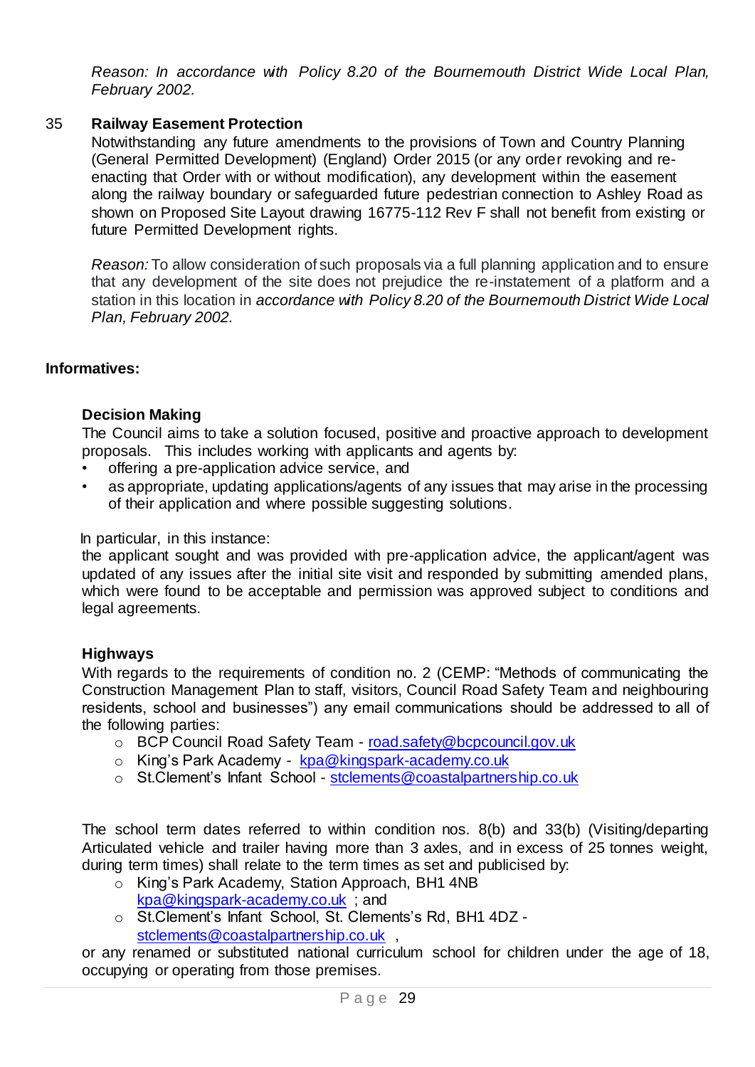*Reason: In accordance with Policy 8.20 of the Bournemouth District Wide Local Plan, February 2002.*

35 **Railway Easement Protection**

Notwithstanding any future amendments to the provisions of Town and Country Planning (General Permitted Development) (England) Order 2015 (or any order revoking and re-enacting that Order with or without modification), any development within the easement along the railway boundary or safeguarded future pedestrian connection to Ashley Road as shown on Proposed Site Layout drawing 16775-112 Rev F shall not benefit from existing or future Permitted Development rights.

*Reason:* To allow consideration of such proposals via a full planning application and to ensure that any development of the site does not prejudice the re-instatement of a platform and a station in this location in *accordance with Policy 8.20 of the Bournemouth District Wide Local Plan, February 2002.*

**Informatives:**

**Decision Making**

The Council aims to take a solution focused, positive and proactive approach to development proposals. This includes working with applicants and agents by:

- offering a pre-application advice service, and
- as appropriate, updating applications/agents of any issues that may arise in the processing of their application and where possible suggesting solutions.

In particular, in this instance:
the applicant sought and was provided with pre-application advice, the applicant/agent was updated of any issues after the initial site visit and responded by submitting amended plans, which were found to be acceptable and permission was approved subject to conditions and legal agreements.

**Highways**

With regards to the requirements of condition no. 2 (CEMP: "Methods of communicating the Construction Management Plan to staff, visitors, Council Road Safety Team and neighbouring residents, school and businesses") any email communications should be addressed to all of the following parties:

- BCP Council Road Safety Team - road.safety@bcpcouncil.gov.uk
- King's Park Academy - kpa@kingspark-academy.co.uk
- St.Clement's Infant School - stclements@coastalpartnership.co.uk

The school term dates referred to within condition nos. 8(b) and 33(b) (Visiting/departing Articulated vehicle and trailer having more than 3 axles, and in excess of 25 tonnes weight, during term times) shall relate to the term times as set and publicised by:

- King's Park Academy, Station Approach, BH1 4NB kpa@kingspark-academy.co.uk ; and
- St.Clement's Infant School, St. Clements's Rd, BH1 4DZ - stclements@coastalpartnership.co.uk ,

or any renamed or substituted national curriculum school for children under the age of 18, occupying or operating from those premises.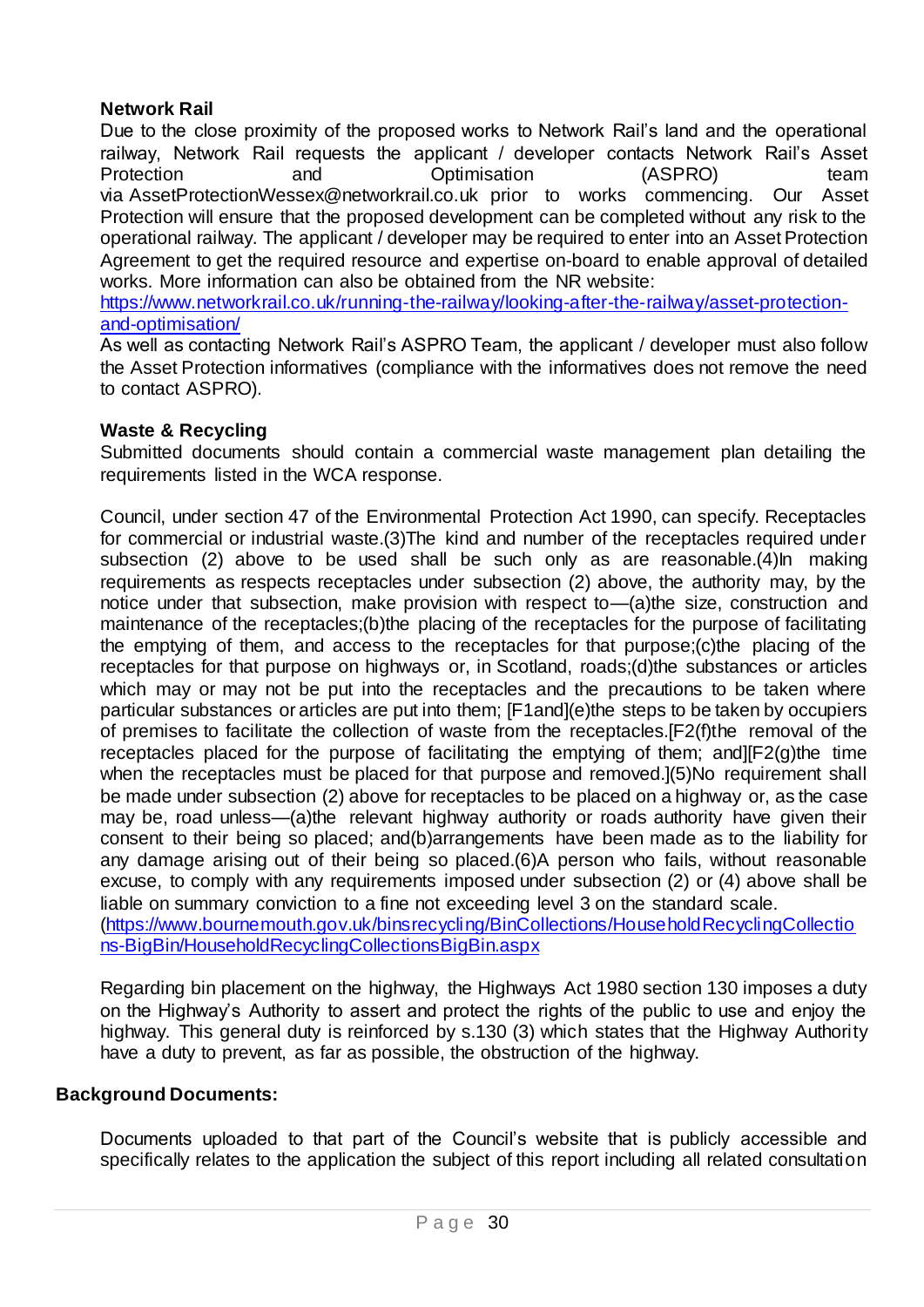**Network Rail**

Due to the close proximity of the proposed works to Network Rail's land and the operational railway, Network Rail requests the applicant / developer contacts Network Rail's Asset Protection and Optimisation (ASPRO) team via AssetProtectionWessex@networkrail.co.uk prior to works commencing. Our Asset Protection will ensure that the proposed development can be completed without any risk to the operational railway. The applicant / developer may be required to enter into an Asset Protection Agreement to get the required resource and expertise on-board to enable approval of detailed works. More information can also be obtained from the NR website: https://www.networkrail.co.uk/running-the-railway/looking-after-the-railway/asset-protection-and-optimisation/

As well as contacting Network Rail's ASPRO Team, the applicant / developer must also follow the Asset Protection informatives (compliance with the informatives does not remove the need to contact ASPRO).

**Waste & Recycling**

Submitted documents should contain a commercial waste management plan detailing the requirements listed in the WCA response.

Council, under section 47 of the Environmental Protection Act 1990, can specify. Receptacles for commercial or industrial waste.(3)The kind and number of the receptacles required under subsection (2) above to be used shall be such only as are reasonable.(4)In making requirements as respects receptacles under subsection (2) above, the authority may, by the notice under that subsection, make provision with respect to—(a)the size, construction and maintenance of the receptacles;(b)the placing of the receptacles for the purpose of facilitating the emptying of them, and access to the receptacles for that purpose;(c)the placing of the receptacles for that purpose on highways or, in Scotland, roads;(d)the substances or articles which may or may not be put into the receptacles and the precautions to be taken where particular substances or articles are put into them; [F1and](e)the steps to be taken by occupiers of premises to facilitate the collection of waste from the receptacles.[F2(f)the removal of the receptacles placed for the purpose of facilitating the emptying of them; and][F2(g)the time when the receptacles must be placed for that purpose and removed.](5)No requirement shall be made under subsection (2) above for receptacles to be placed on a highway or, as the case may be, road unless—(a)the relevant highway authority or roads authority have given their consent to their being so placed; and(b)arrangements have been made as to the liability for any damage arising out of their being so placed.(6)A person who fails, without reasonable excuse, to comply with any requirements imposed under subsection (2) or (4) above shall be liable on summary conviction to a fine not exceeding level 3 on the standard scale. (https://www.bournemouth.gov.uk/binsrecycling/BinCollections/HouseholdRecyclingCollections-BigBin/HouseholdRecyclingCollectionsBigBin.aspx

Regarding bin placement on the highway, the Highways Act 1980 section 130 imposes a duty on the Highway's Authority to assert and protect the rights of the public to use and enjoy the highway. This general duty is reinforced by s.130 (3) which states that the Highway Authority have a duty to prevent, as far as possible, the obstruction of the highway.

**Background Documents:**

Documents uploaded to that part of the Council's website that is publicly accessible and specifically relates to the application the subject of this report including all related consultation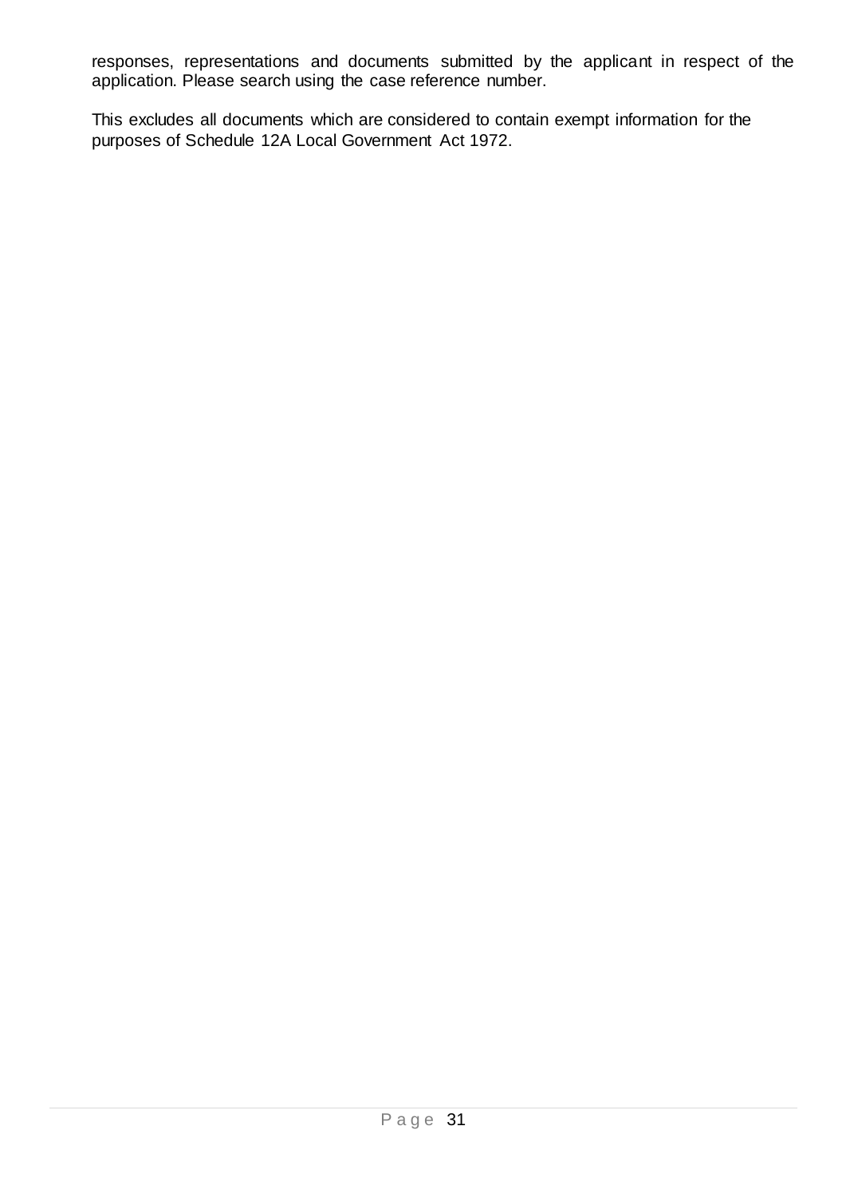responses, representations and documents submitted by the applicant in respect of the application. Please search using the case reference number.

This excludes all documents which are considered to contain exempt information for the purposes of Schedule 12A Local Government Act 1972.